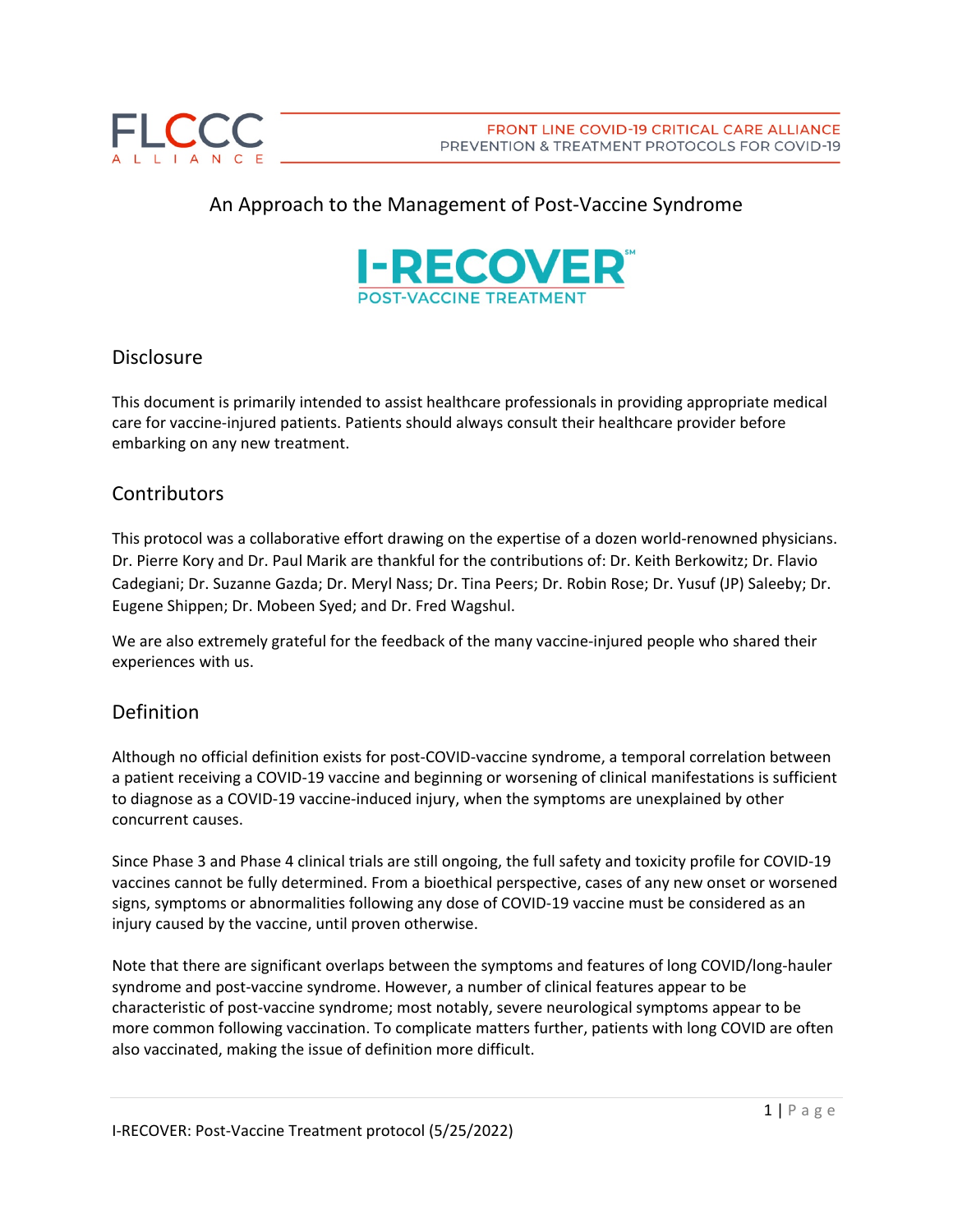# An Approach to the Management of Post-Vaccine Syndrome

## I-RECOVER[SM]

### POST-VACCINE TREATMENT

## Disclosure

This document is primarily intended to assist healthcare professionals in providing appropriate medical care for vaccine-injured patients. Patients should always consult their healthcare provider before embarking on any new treatment.

## Contributors

This protocol was a collaborative effort drawing on the expertise of a dozen world-renowned physicians. Dr. Pierre Kory and Dr. Paul Marik are thankful for the contributions of: Dr. Keith Berkowitz; Dr. Flavio Cadegiani; Dr. Suzanne Gazda; Dr. Meryl Nass; Dr. Tina Peers; Dr. Robin Rose; Dr. Yusuf (JP) Saleeby; Dr. Eugene Shippen; Dr. Mobeen Syed; and Dr. Fred Wagshul.

We are also extremely grateful for the feedback of the many vaccine-injured people who shared their experiences with us.

## Definition

Although no official definition exists for post-COVID-vaccine syndrome, a temporal correlation between a patient receiving a COVID-19 vaccine and beginning or worsening of clinical manifestations is sufficient to diagnose as a COVID-19 vaccine-induced injury, when the symptoms are unexplained by other concurrent causes.

Since Phase 3 and Phase 4 clinical trials are still ongoing, the full safety and toxicity profile for COVID-19 vaccines cannot be fully determined. From a bioethical perspective, cases of any new onset or worsened signs, symptoms or abnormalities following any dose of COVID-19 vaccine must be considered as an injury caused by the vaccine, until proven otherwise.

Note that there are significant overlaps between the symptoms and features of long COVID/long-hauler syndrome and post-vaccine syndrome. However, a number of clinical features appear to be characteristic of post-vaccine syndrome; most notably, severe neurological symptoms appear to be more common following vaccination. To complicate matters further, patients with long COVID are often also vaccinated, making the issue of definition more difficult.

I-RECOVER: Post-Vaccine Treatment protocol (5/25/2022)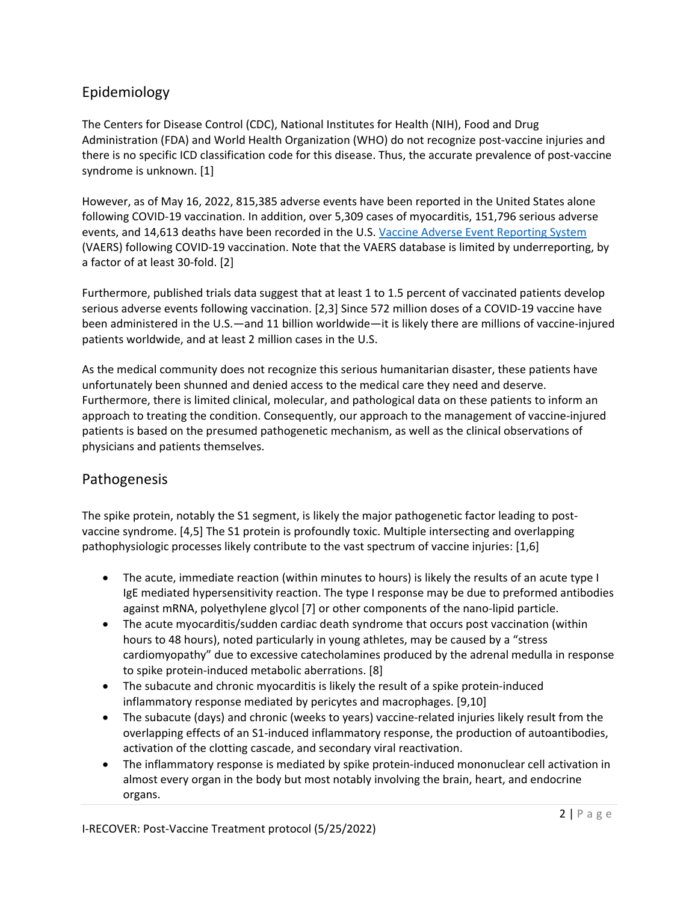## Epidemiology

The Centers for Disease Control (CDC), National Institutes for Health (NIH), Food and Drug Administration (FDA) and World Health Organization (WHO) do not recognize post-vaccine injuries and there is no specific ICD classification code for this disease. Thus, the accurate prevalence of post-vaccine syndrome is unknown. [1]

However, as of May 16, 2022, 815,385 adverse events have been reported in the United States alone following COVID-19 vaccination. In addition, over 5,309 cases of myocarditis, 151,796 serious adverse events, and 14,613 deaths have been recorded in the U.S. Vaccine Adverse Event Reporting System (VAERS) following COVID-19 vaccination. Note that the VAERS database is limited by underreporting, by a factor of at least 30-fold. [2]

Furthermore, published trials data suggest that at least 1 to 1.5 percent of vaccinated patients develop serious adverse events following vaccination. [2,3] Since 572 million doses of a COVID-19 vaccine have been administered in the U.S.—and 11 billion worldwide—it is likely there are millions of vaccine-injured patients worldwide, and at least 2 million cases in the U.S.

As the medical community does not recognize this serious humanitarian disaster, these patients have unfortunately been shunned and denied access to the medical care they need and deserve. Furthermore, there is limited clinical, molecular, and pathological data on these patients to inform an approach to treating the condition. Consequently, our approach to the management of vaccine-injured patients is based on the presumed pathogenetic mechanism, as well as the clinical observations of physicians and patients themselves.

## Pathogenesis

The spike protein, notably the S1 segment, is likely the major pathogenetic factor leading to post-vaccine syndrome. [4,5] The S1 protein is profoundly toxic. Multiple intersecting and overlapping pathophysiologic processes likely contribute to the vast spectrum of vaccine injuries: [1,6]

- The acute, immediate reaction (within minutes to hours) is likely the results of an acute type I IgE mediated hypersensitivity reaction. The type I response may be due to preformed antibodies against mRNA, polyethylene glycol [7] or other components of the nano-lipid particle.
- The acute myocarditis/sudden cardiac death syndrome that occurs post vaccination (within hours to 48 hours), noted particularly in young athletes, may be caused by a "stress cardiomyopathy" due to excessive catecholamines produced by the adrenal medulla in response to spike protein-induced metabolic aberrations. [8]
- The subacute and chronic myocarditis is likely the result of a spike protein-induced inflammatory response mediated by pericytes and macrophages. [9,10]
- The subacute (days) and chronic (weeks to years) vaccine-related injuries likely result from the overlapping effects of an S1-induced inflammatory response, the production of autoantibodies, activation of the clotting cascade, and secondary viral reactivation.
- The inflammatory response is mediated by spike protein-induced mononuclear cell activation in almost every organ in the body but most notably involving the brain, heart, and endocrine organs.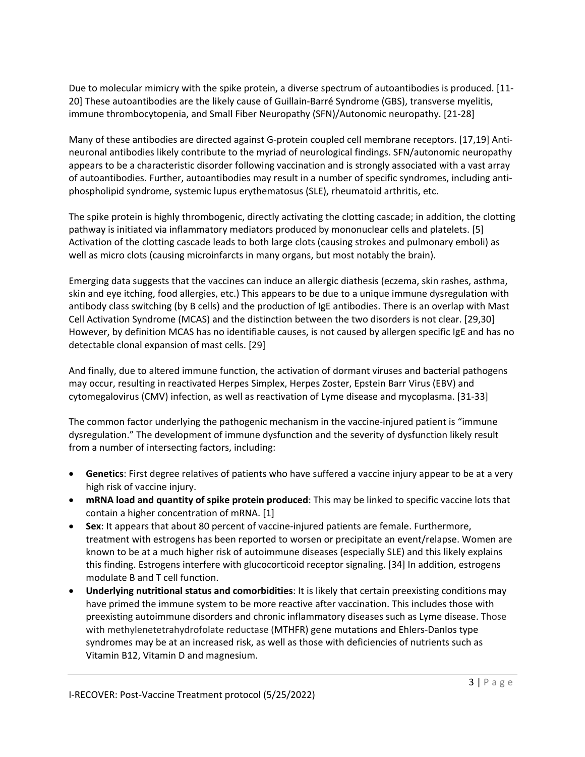Due to molecular mimicry with the spike protein, a diverse spectrum of autoantibodies is produced. [11-20] These autoantibodies are the likely cause of Guillain-Barré Syndrome (GBS), transverse myelitis, immune thrombocytopenia, and Small Fiber Neuropathy (SFN)/Autonomic neuropathy. [21-28]

Many of these antibodies are directed against G-protein coupled cell membrane receptors. [17,19] Anti-neuronal antibodies likely contribute to the myriad of neurological findings. SFN/autonomic neuropathy appears to be a characteristic disorder following vaccination and is strongly associated with a vast array of autoantibodies. Further, autoantibodies may result in a number of specific syndromes, including anti-phospholipid syndrome, systemic lupus erythematosus (SLE), rheumatoid arthritis, etc.

The spike protein is highly thrombogenic, directly activating the clotting cascade; in addition, the clotting pathway is initiated via inflammatory mediators produced by mononuclear cells and platelets. [5] Activation of the clotting cascade leads to both large clots (causing strokes and pulmonary emboli) as well as micro clots (causing microinfarcts in many organs, but most notably the brain).

Emerging data suggests that the vaccines can induce an allergic diathesis (eczema, skin rashes, asthma, skin and eye itching, food allergies, etc.) This appears to be due to a unique immune dysregulation with antibody class switching (by B cells) and the production of IgE antibodies. There is an overlap with Mast Cell Activation Syndrome (MCAS) and the distinction between the two disorders is not clear. [29,30] However, by definition MCAS has no identifiable causes, is not caused by allergen specific IgE and has no detectable clonal expansion of mast cells. [29]

And finally, due to altered immune function, the activation of dormant viruses and bacterial pathogens may occur, resulting in reactivated Herpes Simplex, Herpes Zoster, Epstein Barr Virus (EBV) and cytomegalovirus (CMV) infection, as well as reactivation of Lyme disease and mycoplasma. [31-33]

The common factor underlying the pathogenic mechanism in the vaccine-injured patient is "immune dysregulation." The development of immune dysfunction and the severity of dysfunction likely result from a number of intersecting factors, including:

- **Genetics**: First degree relatives of patients who have suffered a vaccine injury appear to be at a very high risk of vaccine injury.
- **mRNA load and quantity of spike protein produced**: This may be linked to specific vaccine lots that contain a higher concentration of mRNA. [1]
- **Sex**: It appears that about 80 percent of vaccine-injured patients are female. Furthermore, treatment with estrogens has been reported to worsen or precipitate an event/relapse. Women are known to be at a much higher risk of autoimmune diseases (especially SLE) and this likely explains this finding. Estrogens interfere with glucocorticoid receptor signaling. [34] In addition, estrogens modulate B and T cell function.
- **Underlying nutritional status and comorbidities**: It is likely that certain preexisting conditions may have primed the immune system to be more reactive after vaccination. This includes those with preexisting autoimmune disorders and chronic inflammatory diseases such as Lyme disease. Those with methylenetetrahydrofolate reductase (MTHFR) gene mutations and Ehlers-Danlos type syndromes may be at an increased risk, as well as those with deficiencies of nutrients such as Vitamin B12, Vitamin D and magnesium.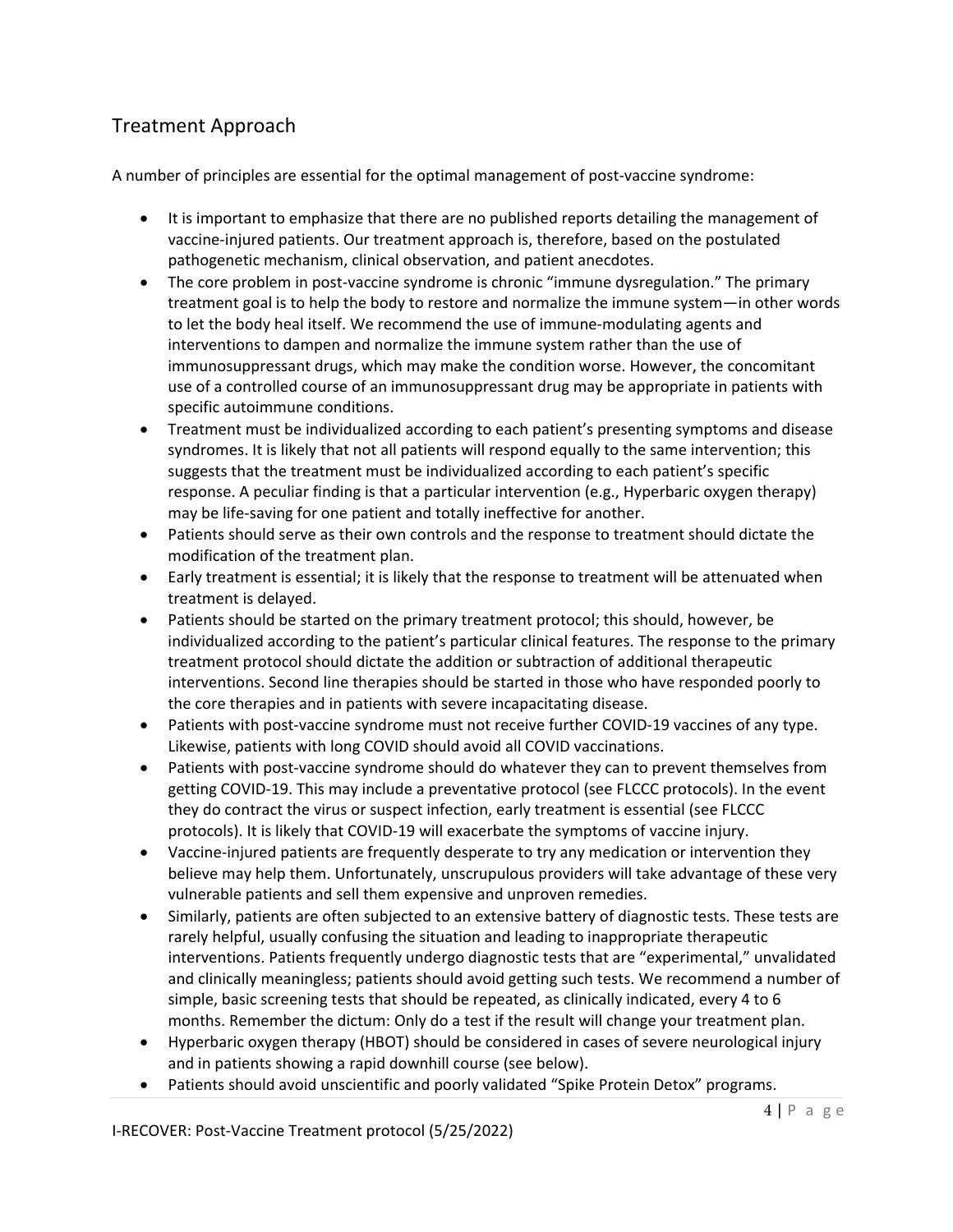## Treatment Approach

A number of principles are essential for the optimal management of post-vaccine syndrome:

- It is important to emphasize that there are no published reports detailing the management of vaccine-injured patients. Our treatment approach is, therefore, based on the postulated pathogenetic mechanism, clinical observation, and patient anecdotes.
- The core problem in post-vaccine syndrome is chronic "immune dysregulation." The primary treatment goal is to help the body to restore and normalize the immune system—in other words to let the body heal itself. We recommend the use of immune-modulating agents and interventions to dampen and normalize the immune system rather than the use of immunosuppressant drugs, which may make the condition worse. However, the concomitant use of a controlled course of an immunosuppressant drug may be appropriate in patients with specific autoimmune conditions.
- Treatment must be individualized according to each patient's presenting symptoms and disease syndromes. It is likely that not all patients will respond equally to the same intervention; this suggests that the treatment must be individualized according to each patient's specific response. A peculiar finding is that a particular intervention (e.g., Hyperbaric oxygen therapy) may be life-saving for one patient and totally ineffective for another.
- Patients should serve as their own controls and the response to treatment should dictate the modification of the treatment plan.
- Early treatment is essential; it is likely that the response to treatment will be attenuated when treatment is delayed.
- Patients should be started on the primary treatment protocol; this should, however, be individualized according to the patient's particular clinical features. The response to the primary treatment protocol should dictate the addition or subtraction of additional therapeutic interventions. Second line therapies should be started in those who have responded poorly to the core therapies and in patients with severe incapacitating disease.
- Patients with post-vaccine syndrome must not receive further COVID-19 vaccines of any type. Likewise, patients with long COVID should avoid all COVID vaccinations.
- Patients with post-vaccine syndrome should do whatever they can to prevent themselves from getting COVID-19. This may include a preventative protocol (see FLCCC protocols). In the event they do contract the virus or suspect infection, early treatment is essential (see FLCCC protocols). It is likely that COVID-19 will exacerbate the symptoms of vaccine injury.
- Vaccine-injured patients are frequently desperate to try any medication or intervention they believe may help them. Unfortunately, unscrupulous providers will take advantage of these very vulnerable patients and sell them expensive and unproven remedies.
- Similarly, patients are often subjected to an extensive battery of diagnostic tests. These tests are rarely helpful, usually confusing the situation and leading to inappropriate therapeutic interventions. Patients frequently undergo diagnostic tests that are "experimental," unvalidated and clinically meaningless; patients should avoid getting such tests. We recommend a number of simple, basic screening tests that should be repeated, as clinically indicated, every 4 to 6 months. Remember the dictum: Only do a test if the result will change your treatment plan.
- Hyperbaric oxygen therapy (HBOT) should be considered in cases of severe neurological injury and in patients showing a rapid downhill course (see below).
- Patients should avoid unscientific and poorly validated "Spike Protein Detox" programs.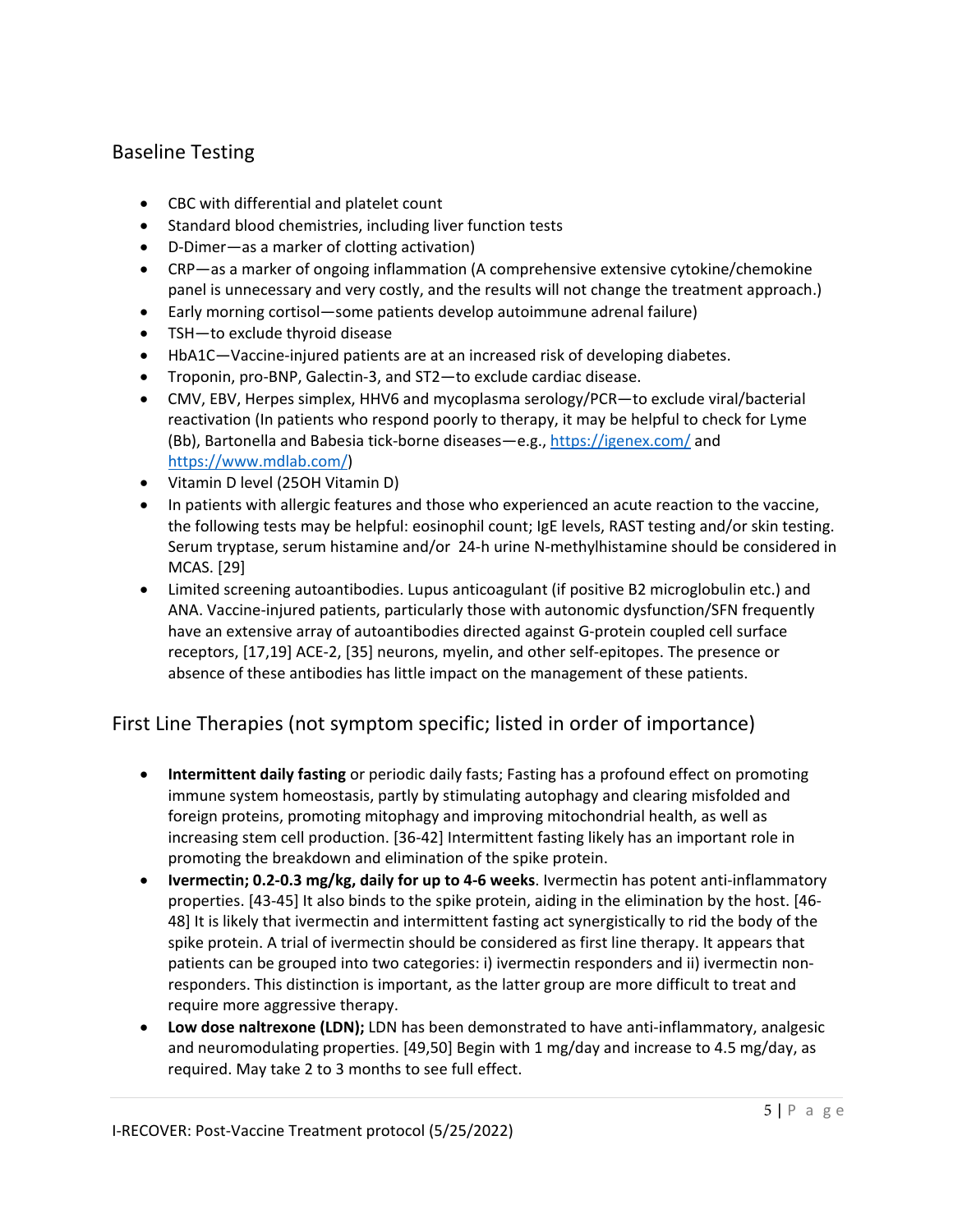## Baseline Testing

- CBC with differential and platelet count
- Standard blood chemistries, including liver function tests
- D-Dimer—as a marker of clotting activation)
- CRP—as a marker of ongoing inflammation (A comprehensive extensive cytokine/chemokine panel is unnecessary and very costly, and the results will not change the treatment approach.)
- Early morning cortisol—some patients develop autoimmune adrenal failure)
- TSH—to exclude thyroid disease
- HbA1C—Vaccine-injured patients are at an increased risk of developing diabetes.
- Troponin, pro-BNP, Galectin-3, and ST2—to exclude cardiac disease.
- CMV, EBV, Herpes simplex, HHV6 and mycoplasma serology/PCR—to exclude viral/bacterial reactivation (In patients who respond poorly to therapy, it may be helpful to check for Lyme (Bb), Bartonella and Babesia tick-borne diseases—e.g., https://igenex.com/ and https://www.mdlab.com/)
- Vitamin D level (25OH Vitamin D)
- In patients with allergic features and those who experienced an acute reaction to the vaccine, the following tests may be helpful: eosinophil count; IgE levels, RAST testing and/or skin testing. Serum tryptase, serum histamine and/or 24-h urine N-methylhistamine should be considered in MCAS. [29]
- Limited screening autoantibodies. Lupus anticoagulant (if positive B2 microglobulin etc.) and ANA. Vaccine-injured patients, particularly those with autonomic dysfunction/SFN frequently have an extensive array of autoantibodies directed against G-protein coupled cell surface receptors, [17,19] ACE-2, [35] neurons, myelin, and other self-epitopes. The presence or absence of these antibodies has little impact on the management of these patients.

## First Line Therapies (not symptom specific; listed in order of importance)

- **Intermittent daily fasting** or periodic daily fasts; Fasting has a profound effect on promoting immune system homeostasis, partly by stimulating autophagy and clearing misfolded and foreign proteins, promoting mitophagy and improving mitochondrial health, as well as increasing stem cell production. [36-42] Intermittent fasting likely has an important role in promoting the breakdown and elimination of the spike protein.
- **Ivermectin; 0.2-0.3 mg/kg, daily for up to 4-6 weeks**. Ivermectin has potent anti-inflammatory properties. [43-45] It also binds to the spike protein, aiding in the elimination by the host. [46-48] It is likely that ivermectin and intermittent fasting act synergistically to rid the body of the spike protein. A trial of ivermectin should be considered as first line therapy. It appears that patients can be grouped into two categories: i) ivermectin responders and ii) ivermectin non-responders. This distinction is important, as the latter group are more difficult to treat and require more aggressive therapy.
- **Low dose naltrexone (LDN);** LDN has been demonstrated to have anti-inflammatory, analgesic and neuromodulating properties. [49,50] Begin with 1 mg/day and increase to 4.5 mg/day, as required. May take 2 to 3 months to see full effect.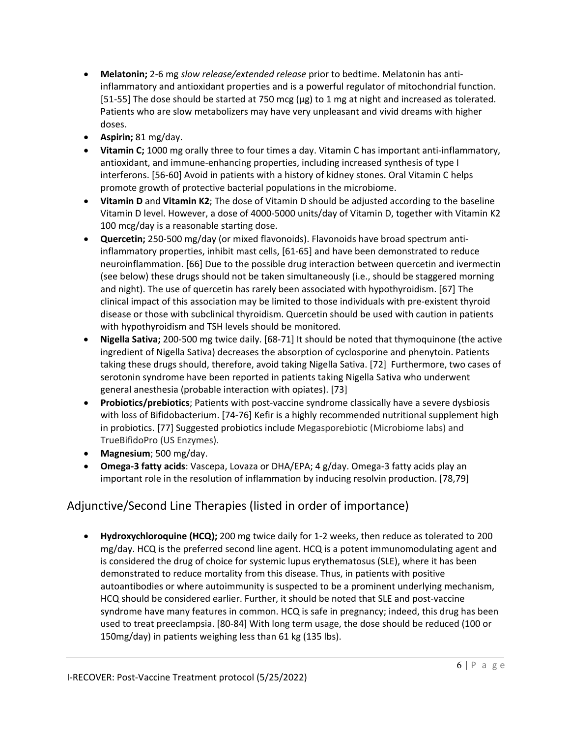- **Melatonin;** 2-6 mg *slow release/extended release* prior to bedtime. Melatonin has anti-inflammatory and antioxidant properties and is a powerful regulator of mitochondrial function. [51-55] The dose should be started at 750 mcg (μg) to 1 mg at night and increased as tolerated. Patients who are slow metabolizers may have very unpleasant and vivid dreams with higher doses.
- **Aspirin;** 81 mg/day.
- **Vitamin C;** 1000 mg orally three to four times a day. Vitamin C has important anti-inflammatory, antioxidant, and immune-enhancing properties, including increased synthesis of type I interferons. [56-60] Avoid in patients with a history of kidney stones. Oral Vitamin C helps promote growth of protective bacterial populations in the microbiome.
- **Vitamin D** and **Vitamin K2**; The dose of Vitamin D should be adjusted according to the baseline Vitamin D level. However, a dose of 4000-5000 units/day of Vitamin D, together with Vitamin K2 100 mcg/day is a reasonable starting dose.
- **Quercetin;** 250-500 mg/day (or mixed flavonoids). Flavonoids have broad spectrum anti-inflammatory properties, inhibit mast cells, [61-65] and have been demonstrated to reduce neuroinflammation. [66] Due to the possible drug interaction between quercetin and ivermectin (see below) these drugs should not be taken simultaneously (i.e., should be staggered morning and night). The use of quercetin has rarely been associated with hypothyroidism. [67] The clinical impact of this association may be limited to those individuals with pre-existent thyroid disease or those with subclinical thyroidism. Quercetin should be used with caution in patients with hypothyroidism and TSH levels should be monitored.
- **Nigella Sativa;** 200-500 mg twice daily. [68-71] It should be noted that thymoquinone (the active ingredient of Nigella Sativa) decreases the absorption of cyclosporine and phenytoin. Patients taking these drugs should, therefore, avoid taking Nigella Sativa. [72] Furthermore, two cases of serotonin syndrome have been reported in patients taking Nigella Sativa who underwent general anesthesia (probable interaction with opiates). [73]
- **Probiotics/prebiotics**; Patients with post-vaccine syndrome classically have a severe dysbiosis with loss of Bifidobacterium. [74-76] Kefir is a highly recommended nutritional supplement high in probiotics. [77] Suggested probiotics include Megasporebiotic (Microbiome labs) and TrueBifidoPro (US Enzymes).
- **Magnesium**; 500 mg/day.
- **Omega-3 fatty acids**: Vascepa, Lovaza or DHA/EPA; 4 g/day. Omega-3 fatty acids play an important role in the resolution of inflammation by inducing resolvin production. [78,79]

## Adjunctive/Second Line Therapies (listed in order of importance)

- **Hydroxychloroquine (HCQ);** 200 mg twice daily for 1-2 weeks, then reduce as tolerated to 200 mg/day. HCQ is the preferred second line agent. HCQ is a potent immunomodulating agent and is considered the drug of choice for systemic lupus erythematosus (SLE), where it has been demonstrated to reduce mortality from this disease. Thus, in patients with positive autoantibodies or where autoimmunity is suspected to be a prominent underlying mechanism, HCQ should be considered earlier. Further, it should be noted that SLE and post-vaccine syndrome have many features in common. HCQ is safe in pregnancy; indeed, this drug has been used to treat preeclampsia. [80-84] With long term usage, the dose should be reduced (100 or 150mg/day) in patients weighing less than 61 kg (135 lbs).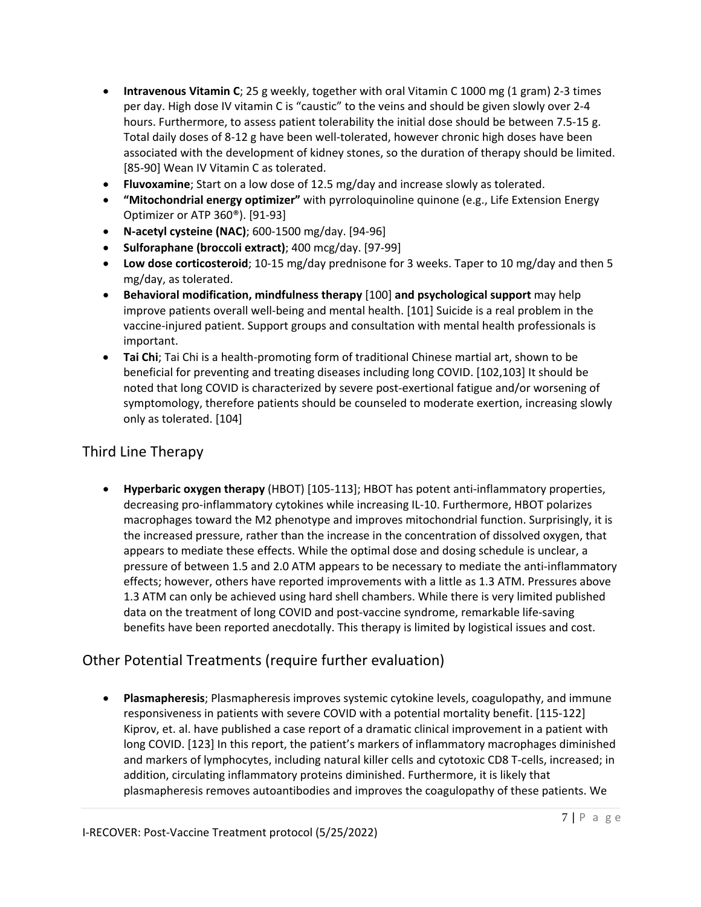- **Intravenous Vitamin C**; 25 g weekly, together with oral Vitamin C 1000 mg (1 gram) 2-3 times per day. High dose IV vitamin C is "caustic" to the veins and should be given slowly over 2-4 hours. Furthermore, to assess patient tolerability the initial dose should be between 7.5-15 g. Total daily doses of 8-12 g have been well-tolerated, however chronic high doses have been associated with the development of kidney stones, so the duration of therapy should be limited. [85-90] Wean IV Vitamin C as tolerated.
- **Fluvoxamine**; Start on a low dose of 12.5 mg/day and increase slowly as tolerated.
- **"Mitochondrial energy optimizer"** with pyrroloquinoline quinone (e.g., Life Extension Energy Optimizer or ATP 360®). [91-93]
- **N-acetyl cysteine (NAC)**; 600-1500 mg/day. [94-96]
- **Sulforaphane (broccoli extract)**; 400 mcg/day. [97-99]
- **Low dose corticosteroid**; 10-15 mg/day prednisone for 3 weeks. Taper to 10 mg/day and then 5 mg/day, as tolerated.
- **Behavioral modification, mindfulness therapy** [100] **and psychological support** may help improve patients overall well-being and mental health. [101] Suicide is a real problem in the vaccine-injured patient. Support groups and consultation with mental health professionals is important.
- **Tai Chi**; Tai Chi is a health-promoting form of traditional Chinese martial art, shown to be beneficial for preventing and treating diseases including long COVID. [102,103] It should be noted that long COVID is characterized by severe post-exertional fatigue and/or worsening of symptomology, therefore patients should be counseled to moderate exertion, increasing slowly only as tolerated. [104]

## Third Line Therapy

- **Hyperbaric oxygen therapy** (HBOT) [105-113]; HBOT has potent anti-inflammatory properties, decreasing pro-inflammatory cytokines while increasing IL-10. Furthermore, HBOT polarizes macrophages toward the M2 phenotype and improves mitochondrial function. Surprisingly, it is the increased pressure, rather than the increase in the concentration of dissolved oxygen, that appears to mediate these effects. While the optimal dose and dosing schedule is unclear, a pressure of between 1.5 and 2.0 ATM appears to be necessary to mediate the anti-inflammatory effects; however, others have reported improvements with a little as 1.3 ATM. Pressures above 1.3 ATM can only be achieved using hard shell chambers. While there is very limited published data on the treatment of long COVID and post-vaccine syndrome, remarkable life-saving benefits have been reported anecdotally. This therapy is limited by logistical issues and cost.

## Other Potential Treatments (require further evaluation)

- **Plasmapheresis**; Plasmapheresis improves systemic cytokine levels, coagulopathy, and immune responsiveness in patients with severe COVID with a potential mortality benefit. [115-122] Kiprov, et. al. have published a case report of a dramatic clinical improvement in a patient with long COVID. [123] In this report, the patient's markers of inflammatory macrophages diminished and markers of lymphocytes, including natural killer cells and cytotoxic CD8 T-cells, increased; in addition, circulating inflammatory proteins diminished. Furthermore, it is likely that plasmapheresis removes autoantibodies and improves the coagulopathy of these patients. We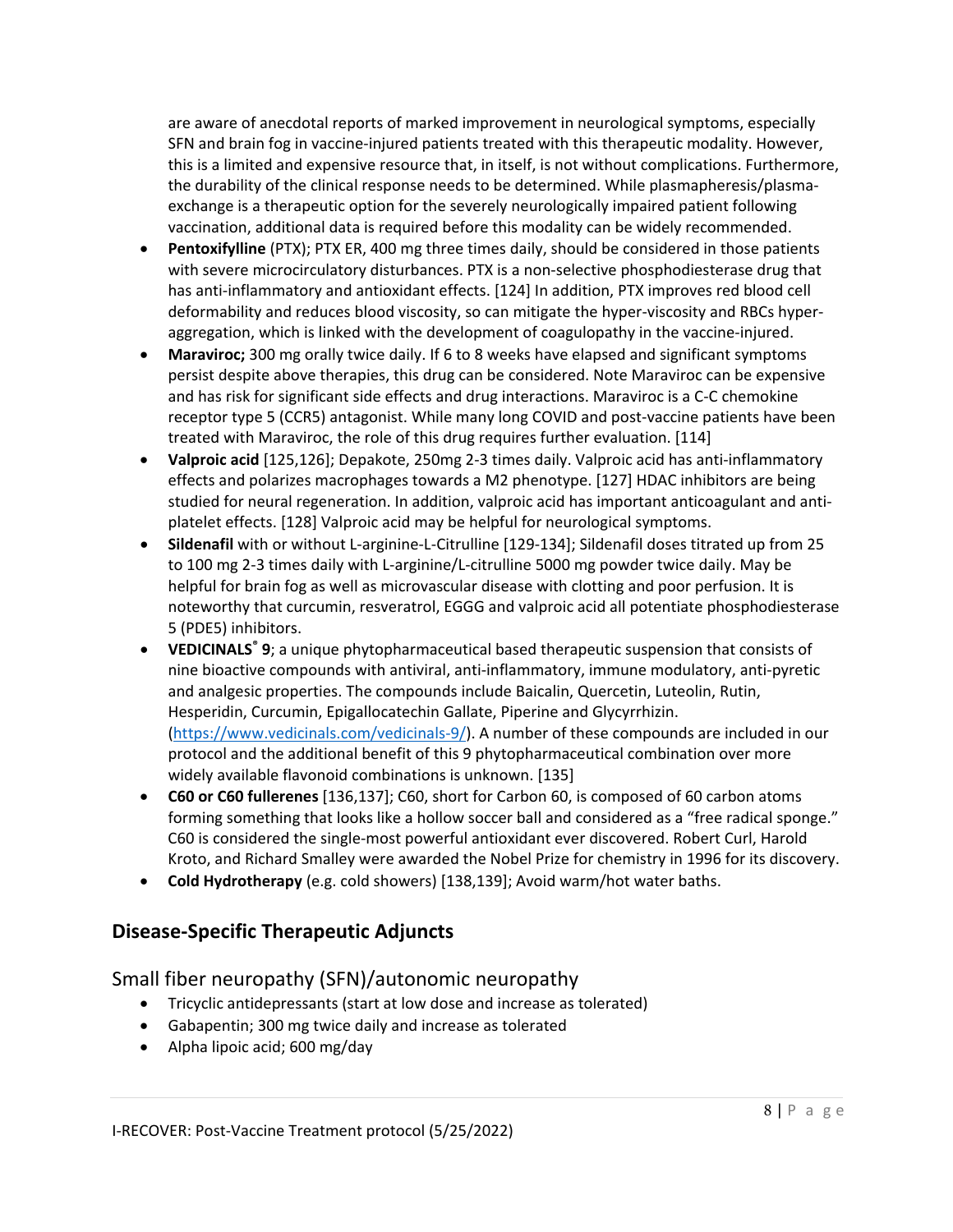are aware of anecdotal reports of marked improvement in neurological symptoms, especially SFN and brain fog in vaccine-injured patients treated with this therapeutic modality. However, this is a limited and expensive resource that, in itself, is not without complications. Furthermore, the durability of the clinical response needs to be determined. While plasmapheresis/plasma-exchange is a therapeutic option for the severely neurologically impaired patient following vaccination, additional data is required before this modality can be widely recommended.

- **Pentoxifylline** (PTX); PTX ER, 400 mg three times daily, should be considered in those patients with severe microcirculatory disturbances. PTX is a non-selective phosphodiesterase drug that has anti-inflammatory and antioxidant effects. [124] In addition, PTX improves red blood cell deformability and reduces blood viscosity, so can mitigate the hyper-viscosity and RBCs hyper-aggregation, which is linked with the development of coagulopathy in the vaccine-injured.
- **Maraviroc;** 300 mg orally twice daily. If 6 to 8 weeks have elapsed and significant symptoms persist despite above therapies, this drug can be considered. Note Maraviroc can be expensive and has risk for significant side effects and drug interactions. Maraviroc is a C-C chemokine receptor type 5 (CCR5) antagonist. While many long COVID and post-vaccine patients have been treated with Maraviroc, the role of this drug requires further evaluation. [114]
- **Valproic acid** [125,126]; Depakote, 250mg 2-3 times daily. Valproic acid has anti-inflammatory effects and polarizes macrophages towards a M2 phenotype. [127] HDAC inhibitors are being studied for neural regeneration. In addition, valproic acid has important anticoagulant and anti-platelet effects. [128] Valproic acid may be helpful for neurological symptoms.
- **Sildenafil** with or without L-arginine-L-Citrulline [129-134]; Sildenafil doses titrated up from 25 to 100 mg 2-3 times daily with L-arginine/L-citrulline 5000 mg powder twice daily. May be helpful for brain fog as well as microvascular disease with clotting and poor perfusion. It is noteworthy that curcumin, resveratrol, EGGG and valproic acid all potentiate phosphodiesterase 5 (PDE5) inhibitors.
- **VEDICINALS® 9**; a unique phytopharmaceutical based therapeutic suspension that consists of nine bioactive compounds with antiviral, anti-inflammatory, immune modulatory, anti-pyretic and analgesic properties. The compounds include Baicalin, Quercetin, Luteolin, Rutin, Hesperidin, Curcumin, Epigallocatechin Gallate, Piperine and Glycyrrhizin. (https://www.vedicinals.com/vedicinals-9/). A number of these compounds are included in our protocol and the additional benefit of this 9 phytopharmaceutical combination over more widely available flavonoid combinations is unknown. [135]
- **C60 or C60 fullerenes** [136,137]; C60, short for Carbon 60, is composed of 60 carbon atoms forming something that looks like a hollow soccer ball and considered as a "free radical sponge." C60 is considered the single-most powerful antioxidant ever discovered. Robert Curl, Harold Kroto, and Richard Smalley were awarded the Nobel Prize for chemistry in 1996 for its discovery.
- **Cold Hydrotherapy** (e.g. cold showers) [138,139]; Avoid warm/hot water baths.

## Disease-Specific Therapeutic Adjuncts

### Small fiber neuropathy (SFN)/autonomic neuropathy

- Tricyclic antidepressants (start at low dose and increase as tolerated)
- Gabapentin; 300 mg twice daily and increase as tolerated
- Alpha lipoic acid; 600 mg/day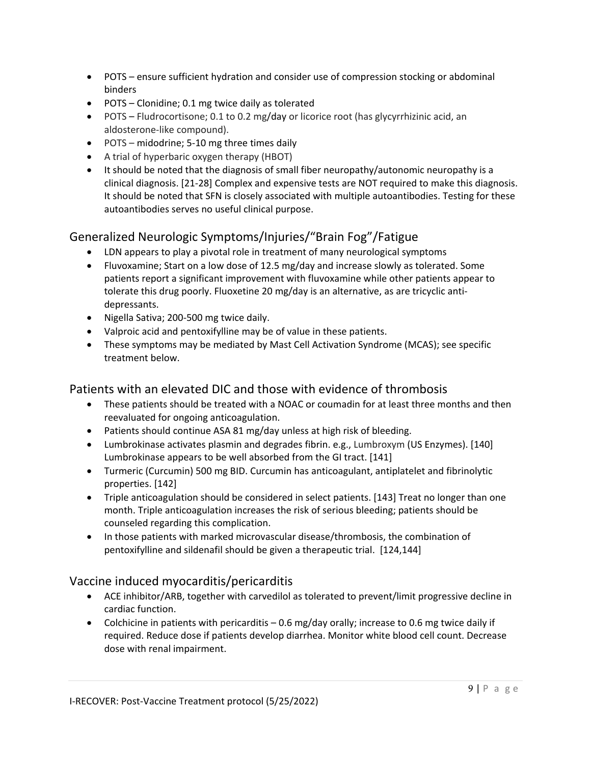- POTS – ensure sufficient hydration and consider use of compression stocking or abdominal binders
- POTS – Clonidine; 0.1 mg twice daily as tolerated
- POTS – Fludrocortisone; 0.1 to 0.2 mg/day or licorice root (has glycyrrhizinic acid, an aldosterone-like compound).
- POTS – midodrine; 5-10 mg three times daily
- A trial of hyperbaric oxygen therapy (HBOT)
- It should be noted that the diagnosis of small fiber neuropathy/autonomic neuropathy is a clinical diagnosis. [21-28] Complex and expensive tests are NOT required to make this diagnosis. It should be noted that SFN is closely associated with multiple autoantibodies. Testing for these autoantibodies serves no useful clinical purpose.

## Generalized Neurologic Symptoms/Injuries/"Brain Fog"/Fatigue

- LDN appears to play a pivotal role in treatment of many neurological symptoms
- Fluvoxamine; Start on a low dose of 12.5 mg/day and increase slowly as tolerated. Some patients report a significant improvement with fluvoxamine while other patients appear to tolerate this drug poorly. Fluoxetine 20 mg/day is an alternative, as are tricyclic anti-depressants.
- Nigella Sativa; 200-500 mg twice daily.
- Valproic acid and pentoxifylline may be of value in these patients.
- These symptoms may be mediated by Mast Cell Activation Syndrome (MCAS); see specific treatment below.

## Patients with an elevated DIC and those with evidence of thrombosis

- These patients should be treated with a NOAC or coumadin for at least three months and then reevaluated for ongoing anticoagulation.
- Patients should continue ASA 81 mg/day unless at high risk of bleeding.
- Lumbrokinase activates plasmin and degrades fibrin. e.g., Lumbroxym (US Enzymes). [140] Lumbrokinase appears to be well absorbed from the GI tract. [141]
- Turmeric (Curcumin) 500 mg BID. Curcumin has anticoagulant, antiplatelet and fibrinolytic properties. [142]
- Triple anticoagulation should be considered in select patients. [143] Treat no longer than one month. Triple anticoagulation increases the risk of serious bleeding; patients should be counseled regarding this complication.
- In those patients with marked microvascular disease/thrombosis, the combination of pentoxifylline and sildenafil should be given a therapeutic trial. [124,144]

## Vaccine induced myocarditis/pericarditis

- ACE inhibitor/ARB, together with carvedilol as tolerated to prevent/limit progressive decline in cardiac function.
- Colchicine in patients with pericarditis – 0.6 mg/day orally; increase to 0.6 mg twice daily if required. Reduce dose if patients develop diarrhea. Monitor white blood cell count. Decrease dose with renal impairment.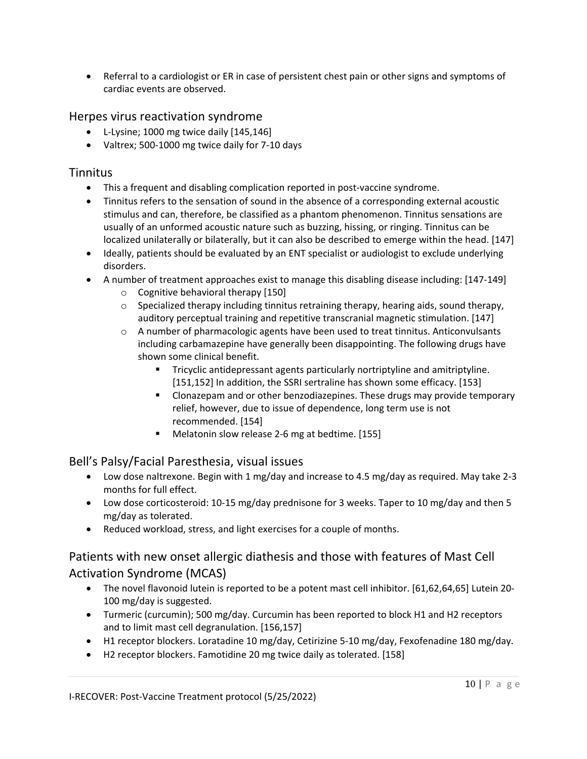- Referral to a cardiologist or ER in case of persistent chest pain or other signs and symptoms of cardiac events are observed.

## Herpes virus reactivation syndrome

- L-Lysine; 1000 mg twice daily [145,146]
- Valtrex; 500-1000 mg twice daily for 7-10 days

## Tinnitus

- This a frequent and disabling complication reported in post-vaccine syndrome.
- Tinnitus refers to the sensation of sound in the absence of a corresponding external acoustic stimulus and can, therefore, be classified as a phantom phenomenon. Tinnitus sensations are usually of an unformed acoustic nature such as buzzing, hissing, or ringing. Tinnitus can be localized unilaterally or bilaterally, but it can also be described to emerge within the head. [147]
- Ideally, patients should be evaluated by an ENT specialist or audiologist to exclude underlying disorders.
- A number of treatment approaches exist to manage this disabling disease including: [147-149]
  - Cognitive behavioral therapy [150]
  - Specialized therapy including tinnitus retraining therapy, hearing aids, sound therapy, auditory perceptual training and repetitive transcranial magnetic stimulation. [147]
  - A number of pharmacologic agents have been used to treat tinnitus. Anticonvulsants including carbamazepine have generally been disappointing. The following drugs have shown some clinical benefit.
    - Tricyclic antidepressant agents particularly nortriptyline and amitriptyline. [151,152] In addition, the SSRI sertraline has shown some efficacy. [153]
    - Clonazepam and or other benzodiazepines. These drugs may provide temporary relief, however, due to issue of dependence, long term use is not recommended. [154]
    - Melatonin slow release 2-6 mg at bedtime. [155]

## Bell's Palsy/Facial Paresthesia, visual issues

- Low dose naltrexone. Begin with 1 mg/day and increase to 4.5 mg/day as required. May take 2-3 months for full effect.
- Low dose corticosteroid: 10-15 mg/day prednisone for 3 weeks. Taper to 10 mg/day and then 5 mg/day as tolerated.
- Reduced workload, stress, and light exercises for a couple of months.

## Patients with new onset allergic diathesis and those with features of Mast Cell Activation Syndrome (MCAS)

- The novel flavonoid lutein is reported to be a potent mast cell inhibitor. [61,62,64,65] Lutein 20-100 mg/day is suggested.
- Turmeric (curcumin); 500 mg/day. Curcumin has been reported to block H1 and H2 receptors and to limit mast cell degranulation. [156,157]
- H1 receptor blockers. Loratadine 10 mg/day, Cetirizine 5-10 mg/day, Fexofenadine 180 mg/day.
- H2 receptor blockers. Famotidine 20 mg twice daily as tolerated. [158]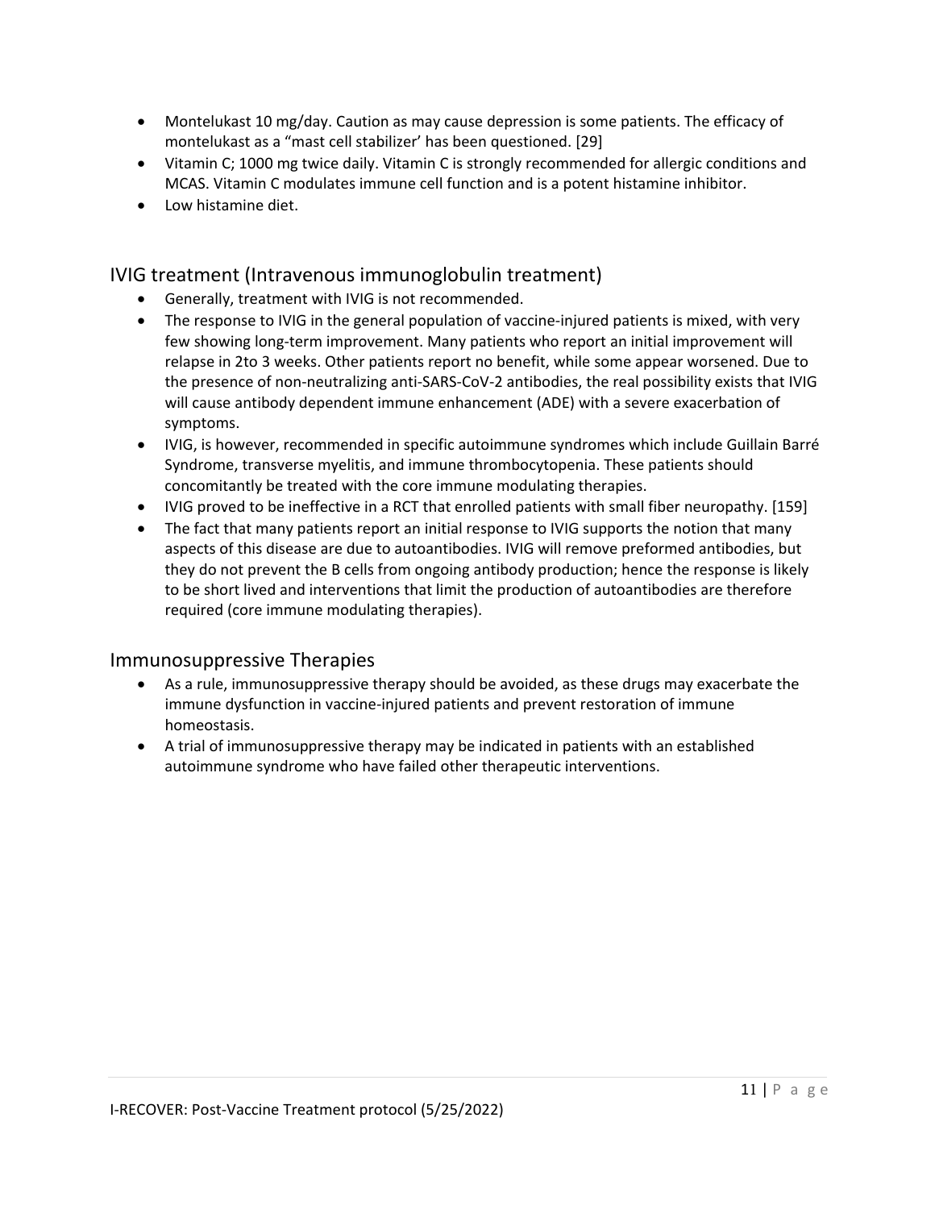- Montelukast 10 mg/day. Caution as may cause depression is some patients. The efficacy of montelukast as a "mast cell stabilizer' has been questioned. [29]
- Vitamin C; 1000 mg twice daily. Vitamin C is strongly recommended for allergic conditions and MCAS. Vitamin C modulates immune cell function and is a potent histamine inhibitor.
- Low histamine diet.

## IVIG treatment (Intravenous immunoglobulin treatment)

- Generally, treatment with IVIG is not recommended.
- The response to IVIG in the general population of vaccine-injured patients is mixed, with very few showing long-term improvement. Many patients who report an initial improvement will relapse in 2to 3 weeks. Other patients report no benefit, while some appear worsened. Due to the presence of non-neutralizing anti-SARS-CoV-2 antibodies, the real possibility exists that IVIG will cause antibody dependent immune enhancement (ADE) with a severe exacerbation of symptoms.
- IVIG, is however, recommended in specific autoimmune syndromes which include Guillain Barré Syndrome, transverse myelitis, and immune thrombocytopenia. These patients should concomitantly be treated with the core immune modulating therapies.
- IVIG proved to be ineffective in a RCT that enrolled patients with small fiber neuropathy. [159]
- The fact that many patients report an initial response to IVIG supports the notion that many aspects of this disease are due to autoantibodies. IVIG will remove preformed antibodies, but they do not prevent the B cells from ongoing antibody production; hence the response is likely to be short lived and interventions that limit the production of autoantibodies are therefore required (core immune modulating therapies).

## Immunosuppressive Therapies

- As a rule, immunosuppressive therapy should be avoided, as these drugs may exacerbate the immune dysfunction in vaccine-injured patients and prevent restoration of immune homeostasis.
- A trial of immunosuppressive therapy may be indicated in patients with an established autoimmune syndrome who have failed other therapeutic interventions.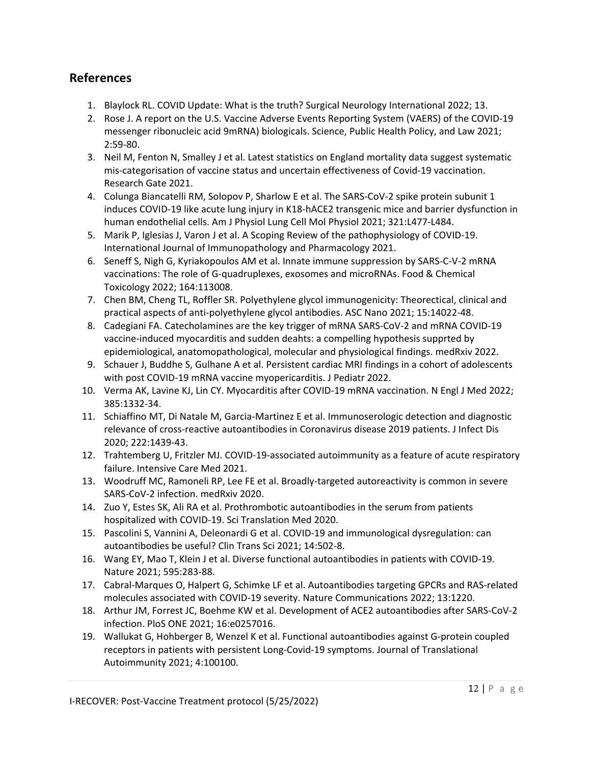## References

1. Blaylock RL. COVID Update: What is the truth? Surgical Neurology International 2022; 13.
2. Rose J. A report on the U.S. Vaccine Adverse Events Reporting System (VAERS) of the COVID-19 messenger ribonucleic acid 9mRNA) biologicals. Science, Public Health Policy, and Law 2021; 2:59-80.
3. Neil M, Fenton N, Smalley J et al. Latest statistics on England mortality data suggest systematic mis-categorisation of vaccine status and uncertain effectiveness of Covid-19 vaccination. Research Gate 2021.
4. Colunga Biancatelli RM, Solopov P, Sharlow E et al. The SARS-CoV-2 spike protein subunit 1 induces COVID-19 like acute lung injury in K18-hACE2 transgenic mice and barrier dysfunction in human endothelial cells. Am J Physiol Lung Cell Mol Physiol 2021; 321:L477-L484.
5. Marik P, Iglesias J, Varon J et al. A Scoping Review of the pathophysiology of COVID-19. International Journal of Immunopathology and Pharmacology 2021.
6. Seneff S, Nigh G, Kyriakopoulos AM et al. Innate immune suppression by SARS-C-V-2 mRNA vaccinations: The role of G-quadruplexes, exosomes and microRNAs. Food & Chemical Toxicology 2022; 164:113008.
7. Chen BM, Cheng TL, Roffler SR. Polyethylene glycol immunogenicity: Theorectical, clinical and practical aspects of anti-polyethylene glycol antibodies. ASC Nano 2021; 15:14022-48.
8. Cadegiani FA. Catecholamines are the key trigger of mRNA SARS-CoV-2 and mRNA COVID-19 vaccine-induced myocarditis and sudden deahts: a compelling hypothesis supprted by epidemiological, anatomopathological, molecular and physiological findings. medRxiv 2022.
9. Schauer J, Buddhe S, Gulhane A et al. Persistent cardiac MRI findings in a cohort of adolescents with post COVID-19 mRNA vaccine myopericarditis. J Pediatr 2022.
10. Verma AK, Lavine KJ, Lin CY. Myocarditis after COVID-19 mRNA vaccination. N Engl J Med 2022; 385:1332-34.
11. Schiaffino MT, Di Natale M, Garcia-Martinez E et al. Immunoserologic detection and diagnostic relevance of cross-reactive autoantibodies in Coronavirus disease 2019 patients. J Infect Dis 2020; 222:1439-43.
12. Trahtemberg U, Fritzler MJ. COVID-19-associated autoimmunity as a feature of acute respiratory failure. Intensive Care Med 2021.
13. Woodruff MC, Ramoneli RP, Lee FE et al. Broadly-targeted autoreactivity is common in severe SARS-CoV-2 infection. medRxiv 2020.
14. Zuo Y, Estes SK, Ali RA et al. Prothrombotic autoantibodies in the serum from patients hospitalized with COVID-19. Sci Translation Med 2020.
15. Pascolini S, Vannini A, Deleonardi G et al. COVID-19 and immunological dysregulation: can autoantibodies be useful? Clin Trans Sci 2021; 14:502-8.
16. Wang EY, Mao T, Klein J et al. Diverse functional autoantibodies in patients with COVID-19. Nature 2021; 595:283-88.
17. Cabral-Marques O, Halpert G, Schimke LF et al. Autoantibodies targeting GPCRs and RAS-related molecules associated with COVID-19 severity. Nature Communications 2022; 13:1220.
18. Arthur JM, Forrest JC, Boehme KW et al. Development of ACE2 autoantibodies after SARS-CoV-2 infection. PloS ONE 2021; 16:e0257016.
19. Wallukat G, Hohberger B, Wenzel K et al. Functional autoantibodies against G-protein coupled receptors in patients with persistent Long-Covid-19 symptoms. Journal of Translational Autoimmunity 2021; 4:100100.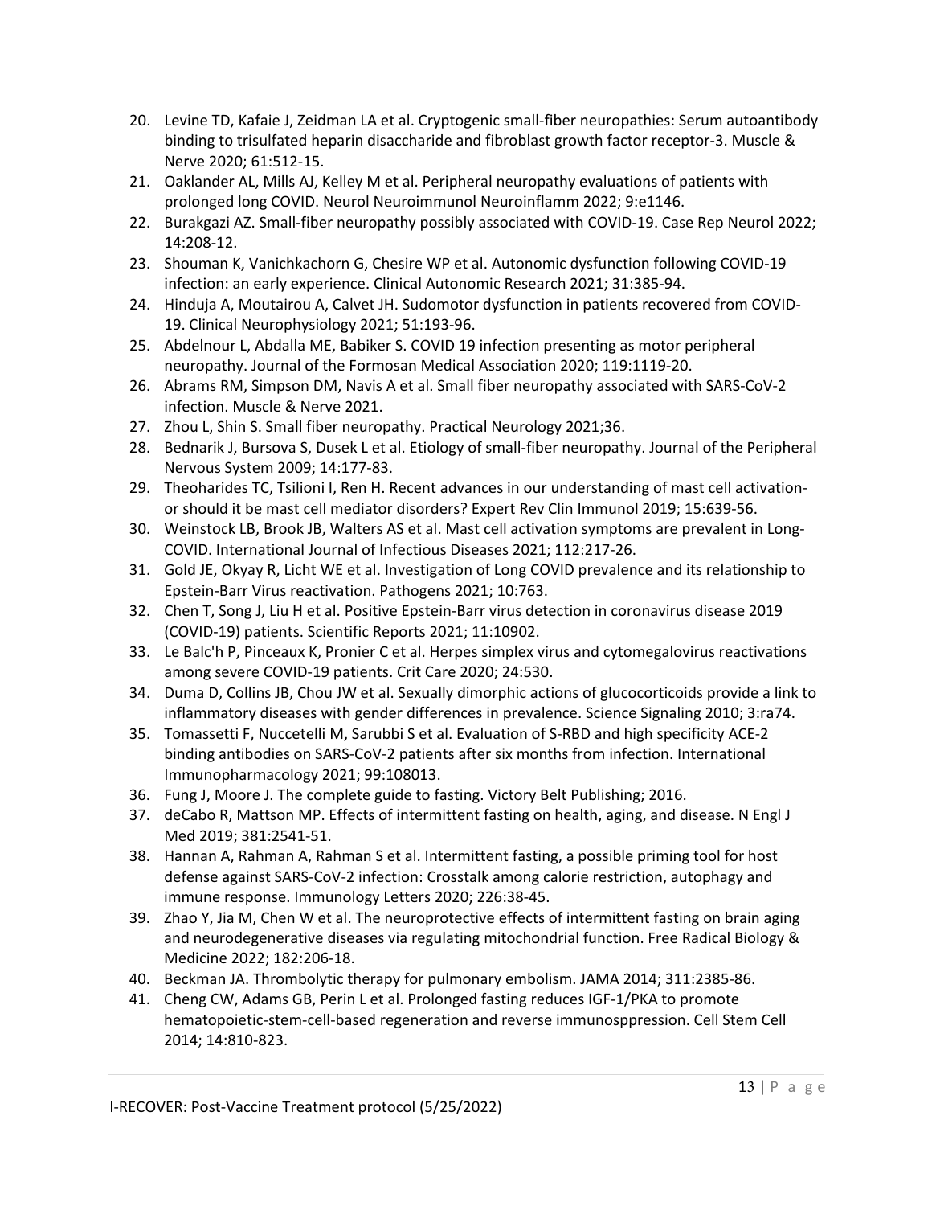20. Levine TD, Kafaie J, Zeidman LA et al. Cryptogenic small-fiber neuropathies: Serum autoantibody binding to trisulfated heparin disaccharide and fibroblast growth factor receptor-3. Muscle & Nerve 2020; 61:512-15.
21. Oaklander AL, Mills AJ, Kelley M et al. Peripheral neuropathy evaluations of patients with prolonged long COVID. Neurol Neuroimmunol Neuroinflamm 2022; 9:e1146.
22. Burakgazi AZ. Small-fiber neuropathy possibly associated with COVID-19. Case Rep Neurol 2022; 14:208-12.
23. Shouman K, Vanichkachorn G, Chesire WP et al. Autonomic dysfunction following COVID-19 infection: an early experience. Clinical Autonomic Research 2021; 31:385-94.
24. Hinduja A, Moutairou A, Calvet JH. Sudomotor dysfunction in patients recovered from COVID-19. Clinical Neurophysiology 2021; 51:193-96.
25. Abdelnour L, Abdalla ME, Babiker S. COVID 19 infection presenting as motor peripheral neuropathy. Journal of the Formosan Medical Association 2020; 119:1119-20.
26. Abrams RM, Simpson DM, Navis A et al. Small fiber neuropathy associated with SARS-CoV-2 infection. Muscle & Nerve 2021.
27. Zhou L, Shin S. Small fiber neuropathy. Practical Neurology 2021;36.
28. Bednarik J, Bursova S, Dusek L et al. Etiology of small-fiber neuropathy. Journal of the Peripheral Nervous System 2009; 14:177-83.
29. Theoharides TC, Tsilioni I, Ren H. Recent advances in our understanding of mast cell activation- or should it be mast cell mediator disorders? Expert Rev Clin Immunol 2019; 15:639-56.
30. Weinstock LB, Brook JB, Walters AS et al. Mast cell activation symptoms are prevalent in Long-COVID. International Journal of Infectious Diseases 2021; 112:217-26.
31. Gold JE, Okyay R, Licht WE et al. Investigation of Long COVID prevalence and its relationship to Epstein-Barr Virus reactivation. Pathogens 2021; 10:763.
32. Chen T, Song J, Liu H et al. Positive Epstein-Barr virus detection in coronavirus disease 2019 (COVID-19) patients. Scientific Reports 2021; 11:10902.
33. Le Balc'h P, Pinceaux K, Pronier C et al. Herpes simplex virus and cytomegalovirus reactivations among severe COVID-19 patients. Crit Care 2020; 24:530.
34. Duma D, Collins JB, Chou JW et al. Sexually dimorphic actions of glucocorticoids provide a link to inflammatory diseases with gender differences in prevalence. Science Signaling 2010; 3:ra74.
35. Tomassetti F, Nuccetelli M, Sarubbi S et al. Evaluation of S-RBD and high specificity ACE-2 binding antibodies on SARS-CoV-2 patients after six months from infection. International Immunopharmacology 2021; 99:108013.
36. Fung J, Moore J. The complete guide to fasting. Victory Belt Publishing; 2016.
37. deCabo R, Mattson MP. Effects of intermittent fasting on health, aging, and disease. N Engl J Med 2019; 381:2541-51.
38. Hannan A, Rahman A, Rahman S et al. Intermittent fasting, a possible priming tool for host defense against SARS-CoV-2 infection: Crosstalk among calorie restriction, autophagy and immune response. Immunology Letters 2020; 226:38-45.
39. Zhao Y, Jia M, Chen W et al. The neuroprotective effects of intermittent fasting on brain aging and neurodegenerative diseases via regulating mitochondrial function. Free Radical Biology & Medicine 2022; 182:206-18.
40. Beckman JA. Thrombolytic therapy for pulmonary embolism. JAMA 2014; 311:2385-86.
41. Cheng CW, Adams GB, Perin L et al. Prolonged fasting reduces IGF-1/PKA to promote hematopoietic-stem-cell-based regeneration and reverse immunosppression. Cell Stem Cell 2014; 14:810-823.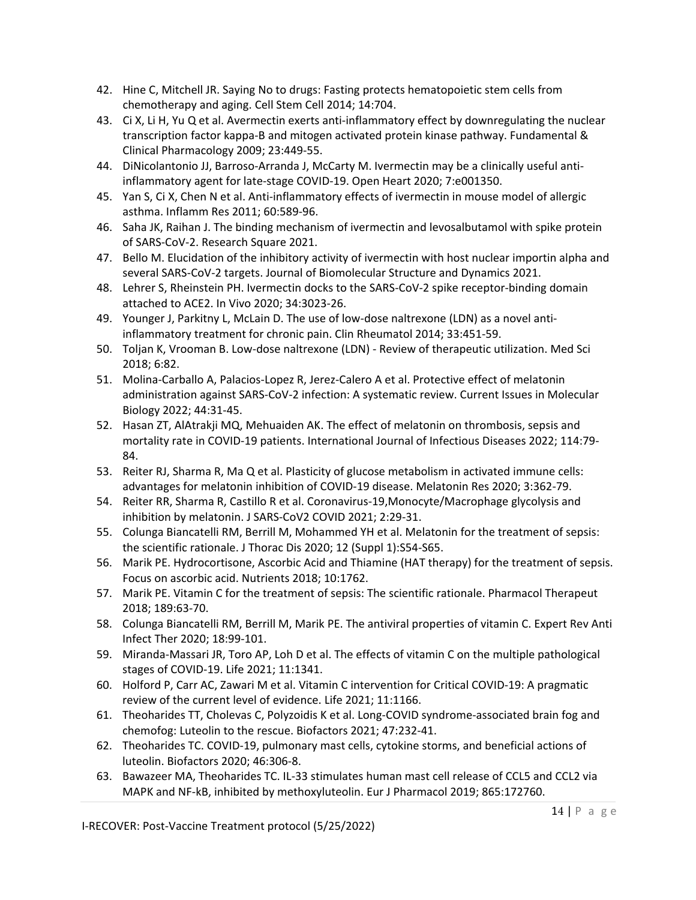42. Hine C, Mitchell JR. Saying No to drugs: Fasting protects hematopoietic stem cells from chemotherapy and aging. Cell Stem Cell 2014; 14:704.
43. Ci X, Li H, Yu Q et al. Avermectin exerts anti-inflammatory effect by downregulating the nuclear transcription factor kappa-B and mitogen activated protein kinase pathway. Fundamental & Clinical Pharmacology 2009; 23:449-55.
44. DiNicolantonio JJ, Barroso-Arranda J, McCarty M. Ivermectin may be a clinically useful anti-inflammatory agent for late-stage COVID-19. Open Heart 2020; 7:e001350.
45. Yan S, Ci X, Chen N et al. Anti-inflammatory effects of ivermectin in mouse model of allergic asthma. Inflamm Res 2011; 60:589-96.
46. Saha JK, Raihan J. The binding mechanism of ivermectin and levosalbutamol with spike protein of SARS-CoV-2. Research Square 2021.
47. Bello M. Elucidation of the inhibitory activity of ivermectin with host nuclear importin alpha and several SARS-CoV-2 targets. Journal of Biomolecular Structure and Dynamics 2021.
48. Lehrer S, Rheinstein PH. Ivermectin docks to the SARS-CoV-2 spike receptor-binding domain attached to ACE2. In Vivo 2020; 34:3023-26.
49. Younger J, Parkitny L, McLain D. The use of low-dose naltrexone (LDN) as a novel anti-inflammatory treatment for chronic pain. Clin Rheumatol 2014; 33:451-59.
50. Toljan K, Vrooman B. Low-dose naltrexone (LDN) - Review of therapeutic utilization. Med Sci 2018; 6:82.
51. Molina-Carballo A, Palacios-Lopez R, Jerez-Calero A et al. Protective effect of melatonin administration against SARS-CoV-2 infection: A systematic review. Current Issues in Molecular Biology 2022; 44:31-45.
52. Hasan ZT, AlAtrakji MQ, Mehuaiden AK. The effect of melatonin on thrombosis, sepsis and mortality rate in COVID-19 patients. International Journal of Infectious Diseases 2022; 114:79-84.
53. Reiter RJ, Sharma R, Ma Q et al. Plasticity of glucose metabolism in activated immune cells: advantages for melatonin inhibition of COVID-19 disease. Melatonin Res 2020; 3:362-79.
54. Reiter RR, Sharma R, Castillo R et al. Coronavirus-19,Monocyte/Macrophage glycolysis and inhibition by melatonin. J SARS-CoV2 COVID 2021; 2:29-31.
55. Colunga Biancatelli RM, Berrill M, Mohammed YH et al. Melatonin for the treatment of sepsis: the scientific rationale. J Thorac Dis 2020; 12 (Suppl 1):S54-S65.
56. Marik PE. Hydrocortisone, Ascorbic Acid and Thiamine (HAT therapy) for the treatment of sepsis. Focus on ascorbic acid. Nutrients 2018; 10:1762.
57. Marik PE. Vitamin C for the treatment of sepsis: The scientific rationale. Pharmacol Therapeut 2018; 189:63-70.
58. Colunga Biancatelli RM, Berrill M, Marik PE. The antiviral properties of vitamin C. Expert Rev Anti Infect Ther 2020; 18:99-101.
59. Miranda-Massari JR, Toro AP, Loh D et al. The effects of vitamin C on the multiple pathological stages of COVID-19. Life 2021; 11:1341.
60. Holford P, Carr AC, Zawari M et al. Vitamin C intervention for Critical COVID-19: A pragmatic review of the current level of evidence. Life 2021; 11:1166.
61. Theoharides TT, Cholevas C, Polyzoidis K et al. Long-COVID syndrome-associated brain fog and chemofog: Luteolin to the rescue. Biofactors 2021; 47:232-41.
62. Theoharides TC. COVID-19, pulmonary mast cells, cytokine storms, and beneficial actions of luteolin. Biofactors 2020; 46:306-8.
63. Bawazeer MA, Theoharides TC. IL-33 stimulates human mast cell release of CCL5 and CCL2 via MAPK and NF-kB, inhibited by methoxyluteolin. Eur J Pharmacol 2019; 865:172760.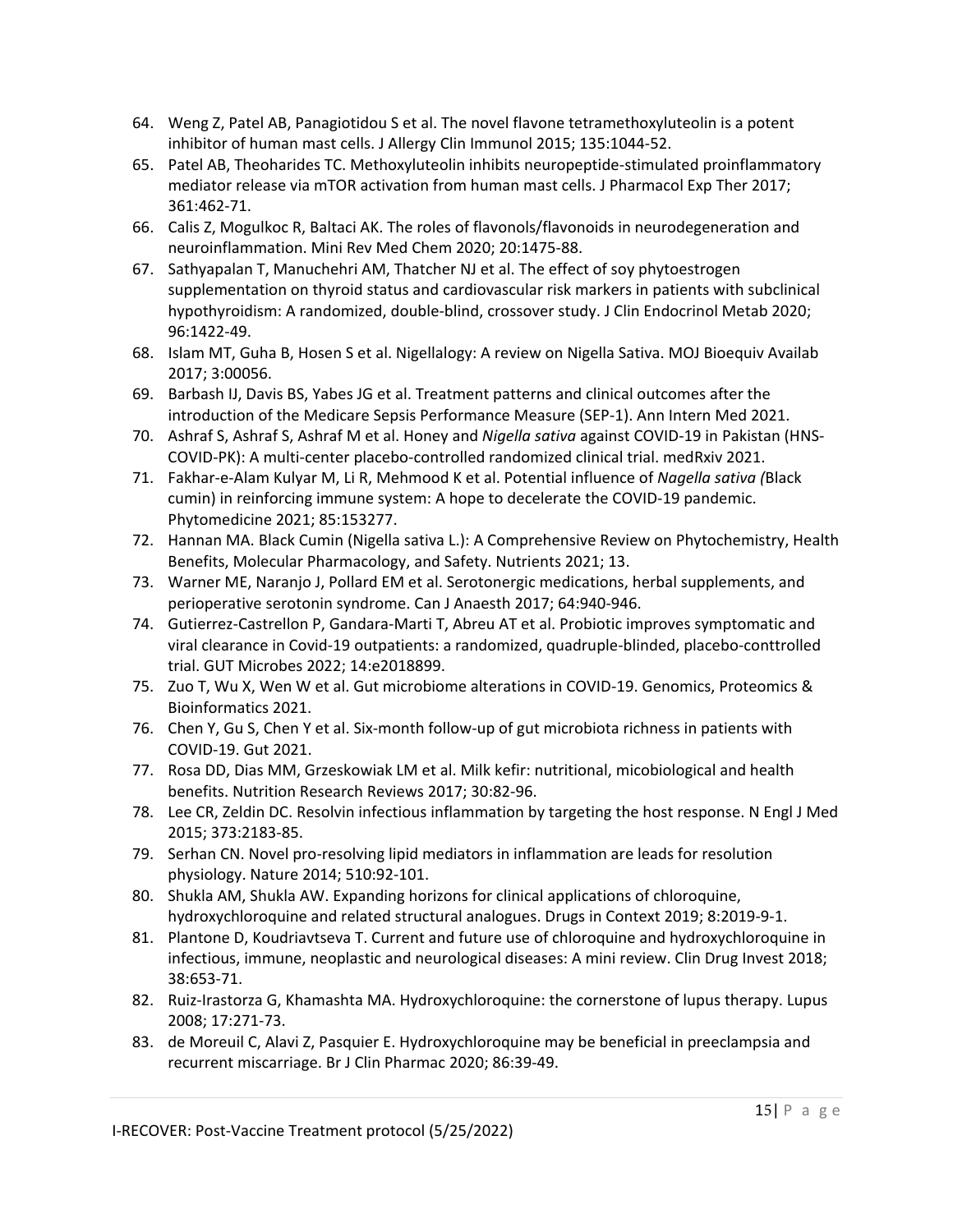64. Weng Z, Patel AB, Panagiotidou S et al. The novel flavone tetramethoxyluteolin is a potent inhibitor of human mast cells. J Allergy Clin Immunol 2015; 135:1044-52.
65. Patel AB, Theoharides TC. Methoxyluteolin inhibits neuropeptide-stimulated proinflammatory mediator release via mTOR activation from human mast cells. J Pharmacol Exp Ther 2017; 361:462-71.
66. Calis Z, Mogulkoc R, Baltaci AK. The roles of flavonols/flavonoids in neurodegeneration and neuroinflammation. Mini Rev Med Chem 2020; 20:1475-88.
67. Sathyapalan T, Manuchehri AM, Thatcher NJ et al. The effect of soy phytoestrogen supplementation on thyroid status and cardiovascular risk markers in patients with subclinical hypothyroidism: A randomized, double-blind, crossover study. J Clin Endocrinol Metab 2020; 96:1422-49.
68. Islam MT, Guha B, Hosen S et al. Nigellalogy: A review on Nigella Sativa. MOJ Bioequiv Availab 2017; 3:00056.
69. Barbash IJ, Davis BS, Yabes JG et al. Treatment patterns and clinical outcomes after the introduction of the Medicare Sepsis Performance Measure (SEP-1). Ann Intern Med 2021.
70. Ashraf S, Ashraf S, Ashraf M et al. Honey and *Nigella sativa* against COVID-19 in Pakistan (HNS-COVID-PK): A multi-center placebo-controlled randomized clinical trial. medRxiv 2021.
71. Fakhar-e-Alam Kulyar M, Li R, Mehmood K et al. Potential influence of *Nagella sativa (*Black cumin) in reinforcing immune system: A hope to decelerate the COVID-19 pandemic. Phytomedicine 2021; 85:153277.
72. Hannan MA. Black Cumin (Nigella sativa L.): A Comprehensive Review on Phytochemistry, Health Benefits, Molecular Pharmacology, and Safety. Nutrients 2021; 13.
73. Warner ME, Naranjo J, Pollard EM et al. Serotonergic medications, herbal supplements, and perioperative serotonin syndrome. Can J Anaesth 2017; 64:940-946.
74. Gutierrez-Castrellon P, Gandara-Marti T, Abreu AT et al. Probiotic improves symptomatic and viral clearance in Covid-19 outpatients: a randomized, quadruple-blinded, placebo-conttrolled trial. GUT Microbes 2022; 14:e2018899.
75. Zuo T, Wu X, Wen W et al. Gut microbiome alterations in COVID-19. Genomics, Proteomics & Bioinformatics 2021.
76. Chen Y, Gu S, Chen Y et al. Six-month follow-up of gut microbiota richness in patients with COVID-19. Gut 2021.
77. Rosa DD, Dias MM, Grzeskowiak LM et al. Milk kefir: nutritional, micobiological and health benefits. Nutrition Research Reviews 2017; 30:82-96.
78. Lee CR, Zeldin DC. Resolvin infectious inflammation by targeting the host response. N Engl J Med 2015; 373:2183-85.
79. Serhan CN. Novel pro-resolving lipid mediators in inflammation are leads for resolution physiology. Nature 2014; 510:92-101.
80. Shukla AM, Shukla AW. Expanding horizons for clinical applications of chloroquine, hydroxychloroquine and related structural analogues. Drugs in Context 2019; 8:2019-9-1.
81. Plantone D, Koudriavtseva T. Current and future use of chloroquine and hydroxychloroquine in infectious, immune, neoplastic and neurological diseases: A mini review. Clin Drug Invest 2018; 38:653-71.
82. Ruiz-Irastorza G, Khamashta MA. Hydroxychloroquine: the cornerstone of lupus therapy. Lupus 2008; 17:271-73.
83. de Moreuil C, Alavi Z, Pasquier E. Hydroxychloroquine may be beneficial in preeclampsia and recurrent miscarriage. Br J Clin Pharmac 2020; 86:39-49.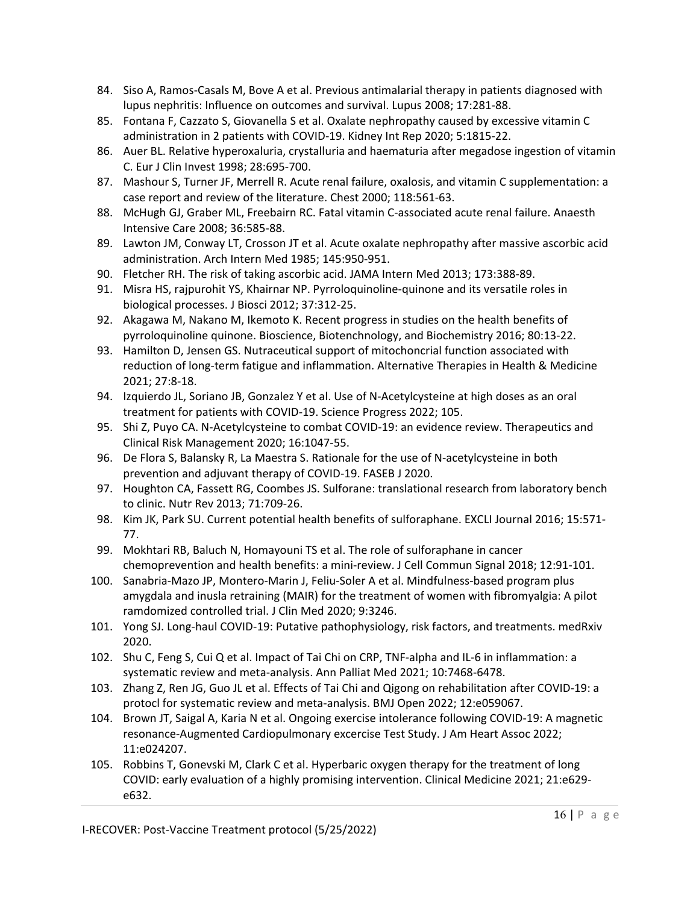84. Siso A, Ramos-Casals M, Bove A et al. Previous antimalarial therapy in patients diagnosed with lupus nephritis: Influence on outcomes and survival. Lupus 2008; 17:281-88.
85. Fontana F, Cazzato S, Giovanella S et al. Oxalate nephropathy caused by excessive vitamin C administration in 2 patients with COVID-19. Kidney Int Rep 2020; 5:1815-22.
86. Auer BL. Relative hyperoxaluria, crystalluria and haematuria after megadose ingestion of vitamin C. Eur J Clin Invest 1998; 28:695-700.
87. Mashour S, Turner JF, Merrell R. Acute renal failure, oxalosis, and vitamin C supplementation: a case report and review of the literature. Chest 2000; 118:561-63.
88. McHugh GJ, Graber ML, Freebairn RC. Fatal vitamin C-associated acute renal failure. Anaesth Intensive Care 2008; 36:585-88.
89. Lawton JM, Conway LT, Crosson JT et al. Acute oxalate nephropathy after massive ascorbic acid administration. Arch Intern Med 1985; 145:950-951.
90. Fletcher RH. The risk of taking ascorbic acid. JAMA Intern Med 2013; 173:388-89.
91. Misra HS, rajpurohit YS, Khairnar NP. Pyrroloquinoline-quinone and its versatile roles in biological processes. J Biosci 2012; 37:312-25.
92. Akagawa M, Nakano M, Ikemoto K. Recent progress in studies on the health benefits of pyrroloquinoline quinone. Bioscience, Biotenchnology, and Biochemistry 2016; 80:13-22.
93. Hamilton D, Jensen GS. Nutraceutical support of mitochoncrial function associated with reduction of long-term fatigue and inflammation. Alternative Therapies in Health & Medicine 2021; 27:8-18.
94. Izquierdo JL, Soriano JB, Gonzalez Y et al. Use of N-Acetylcysteine at high doses as an oral treatment for patients with COVID-19. Science Progress 2022; 105.
95. Shi Z, Puyo CA. N-Acetylcysteine to combat COVID-19: an evidence review. Therapeutics and Clinical Risk Management 2020; 16:1047-55.
96. De Flora S, Balansky R, La Maestra S. Rationale for the use of N-acetylcysteine in both prevention and adjuvant therapy of COVID-19. FASEB J 2020.
97. Houghton CA, Fassett RG, Coombes JS. Sulforane: translational research from laboratory bench to clinic. Nutr Rev 2013; 71:709-26.
98. Kim JK, Park SU. Current potential health benefits of sulforaphane. EXCLI Journal 2016; 15:571-77.
99. Mokhtari RB, Baluch N, Homayouni TS et al. The role of sulforaphane in cancer chemoprevention and health benefits: a mini-review. J Cell Commun Signal 2018; 12:91-101.
100. Sanabria-Mazo JP, Montero-Marin J, Feliu-Soler A et al. Mindfulness-based program plus amygdala and inusla retraining (MAIR) for the treatment of women with fibromyalgia: A pilot ramdomized controlled trial. J Clin Med 2020; 9:3246.
101. Yong SJ. Long-haul COVID-19: Putative pathophysiology, risk factors, and treatments. medRxiv 2020.
102. Shu C, Feng S, Cui Q et al. Impact of Tai Chi on CRP, TNF-alpha and IL-6 in inflammation: a systematic review and meta-analysis. Ann Palliat Med 2021; 10:7468-6478.
103. Zhang Z, Ren JG, Guo JL et al. Effects of Tai Chi and Qigong on rehabilitation after COVID-19: a protocl for systematic review and meta-analysis. BMJ Open 2022; 12:e059067.
104. Brown JT, Saigal A, Karia N et al. Ongoing exercise intolerance following COVID-19: A magnetic resonance-Augmented Cardiopulmonary excercise Test Study. J Am Heart Assoc 2022; 11:e024207.
105. Robbins T, Gonevski M, Clark C et al. Hyperbaric oxygen therapy for the treatment of long COVID: early evaluation of a highly promising intervention. Clinical Medicine 2021; 21:e629-e632.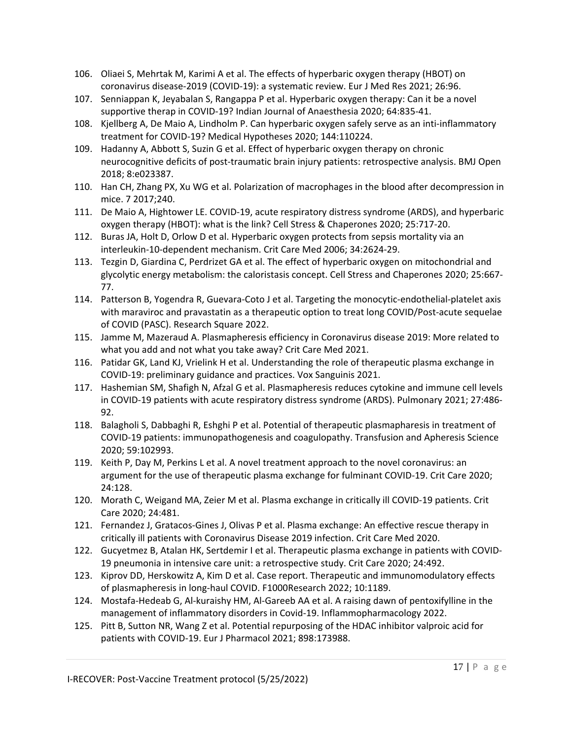106. Oliaei S, Mehrtak M, Karimi A et al. The effects of hyperbaric oxygen therapy (HBOT) on coronavirus disease-2019 (COVID-19): a systematic review. Eur J Med Res 2021; 26:96.
107. Senniappan K, Jeyabalan S, Rangappa P et al. Hyperbaric oxygen therapy: Can it be a novel supportive therap in COVID-19? Indian Journal of Anaesthesia 2020; 64:835-41.
108. Kjellberg A, De Maio A, Lindholm P. Can hyperbaric oxygen safely serve as an inti-inflammatory treatment for COVID-19? Medical Hypotheses 2020; 144:110224.
109. Hadanny A, Abbott S, Suzin G et al. Effect of hyperbaric oxygen therapy on chronic neurocognitive deficits of post-traumatic brain injury patients: retrospective analysis. BMJ Open 2018; 8:e023387.
110. Han CH, Zhang PX, Xu WG et al. Polarization of macrophages in the blood after decompression in mice. 7 2017;240.
111. De Maio A, Hightower LE. COVID-19, acute respiratory distress syndrome (ARDS), and hyperbaric oxygen therapy (HBOT): what is the link? Cell Stress & Chaperones 2020; 25:717-20.
112. Buras JA, Holt D, Orlow D et al. Hyperbaric oxygen protects from sepsis mortality via an interleukin-10-dependent mechanism. Crit Care Med 2006; 34:2624-29.
113. Tezgin D, Giardina C, Perdrizet GA et al. The effect of hyperbaric oxygen on mitochondrial and glycolytic energy metabolism: the caloristasis concept. Cell Stress and Chaperones 2020; 25:667-77.
114. Patterson B, Yogendra R, Guevara-Coto J et al. Targeting the monocytic-endothelial-platelet axis with maraviroc and pravastatin as a therapeutic option to treat long COVID/Post-acute sequelae of COVID (PASC). Research Square 2022.
115. Jamme M, Mazeraud A. Plasmapheresis efficiency in Coronavirus disease 2019: More related to what you add and not what you take away? Crit Care Med 2021.
116. Patidar GK, Land KJ, Vrielink H et al. Understanding the role of therapeutic plasma exchange in COVID-19: preliminary guidance and practices. Vox Sanguinis 2021.
117. Hashemian SM, Shafigh N, Afzal G et al. Plasmapheresis reduces cytokine and immune cell levels in COVID-19 patients with acute respiratory distress syndrome (ARDS). Pulmonary 2021; 27:486-92.
118. Balagholi S, Dabbaghi R, Eshghi P et al. Potential of therapeutic plasmapharesis in treatment of COVID-19 patients: immunopathogenesis and coagulopathy. Transfusion and Apheresis Science 2020; 59:102993.
119. Keith P, Day M, Perkins L et al. A novel treatment approach to the novel coronavirus: an argument for the use of therapeutic plasma exchange for fulminant COVID-19. Crit Care 2020; 24:128.
120. Morath C, Weigand MA, Zeier M et al. Plasma exchange in critically ill COVID-19 patients. Crit Care 2020; 24:481.
121. Fernandez J, Gratacos-Gines J, Olivas P et al. Plasma exchange: An effective rescue therapy in critically ill patients with Coronavirus Disease 2019 infection. Crit Care Med 2020.
122. Gucyetmez B, Atalan HK, Sertdemir I et al. Therapeutic plasma exchange in patients with COVID-19 pneumonia in intensive care unit: a retrospective study. Crit Care 2020; 24:492.
123. Kiprov DD, Herskowitz A, Kim D et al. Case report. Therapeutic and immunomodulatory effects of plasmapheresis in long-haul COVID. F1000Research 2022; 10:1189.
124. Mostafa-Hedeab G, Al-kuraishy HM, Al-Gareeb AA et al. A raising dawn of pentoxifylline in the management of inflammatory disorders in Covid-19. Inflammopharmacology 2022.
125. Pitt B, Sutton NR, Wang Z et al. Potential repurposing of the HDAC inhibitor valproic acid for patients with COVID-19. Eur J Pharmacol 2021; 898:173988.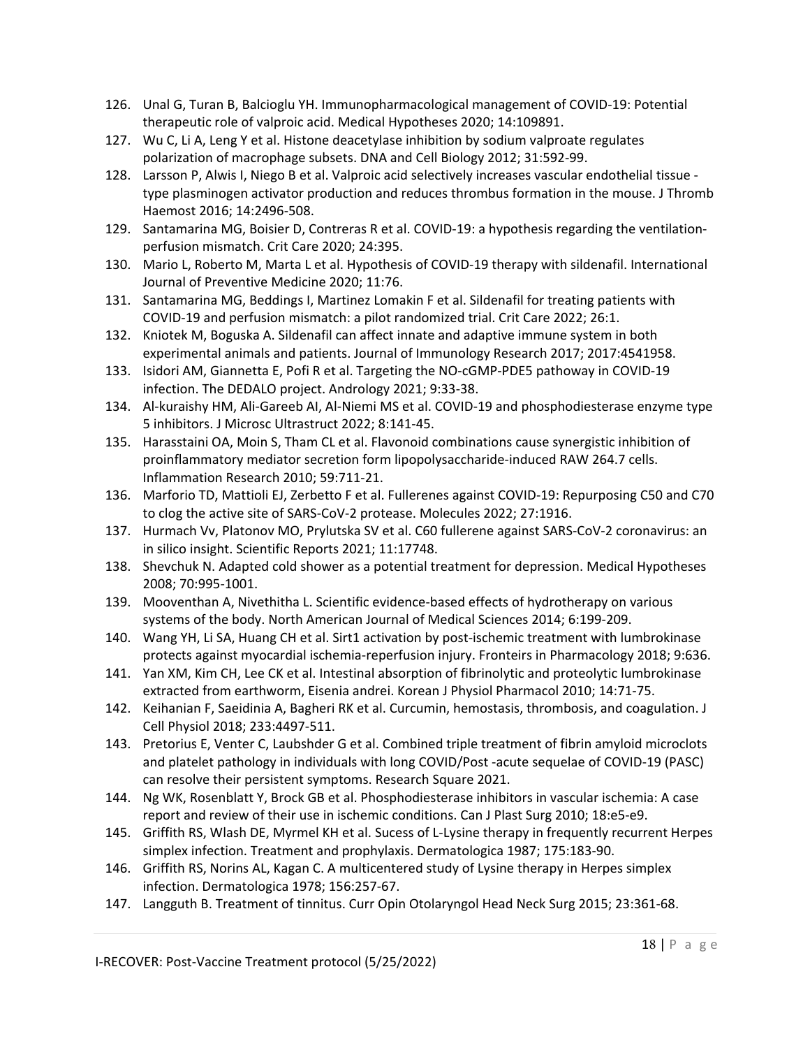126. Unal G, Turan B, Balcioglu YH. Immunopharmacological management of COVID-19: Potential therapeutic role of valproic acid. Medical Hypotheses 2020; 14:109891.
127. Wu C, Li A, Leng Y et al. Histone deacetylase inhibition by sodium valproate regulates polarization of macrophage subsets. DNA and Cell Biology 2012; 31:592-99.
128. Larsson P, Alwis I, Niego B et al. Valproic acid selectively increases vascular endothelial tissue - type plasminogen activator production and reduces thrombus formation in the mouse. J Thromb Haemost 2016; 14:2496-508.
129. Santamarina MG, Boisier D, Contreras R et al. COVID-19: a hypothesis regarding the ventilation-perfusion mismatch. Crit Care 2020; 24:395.
130. Mario L, Roberto M, Marta L et al. Hypothesis of COVID-19 therapy with sildenafil. International Journal of Preventive Medicine 2020; 11:76.
131. Santamarina MG, Beddings I, Martinez Lomakin F et al. Sildenafil for treating patients with COVID-19 and perfusion mismatch: a pilot randomized trial. Crit Care 2022; 26:1.
132. Kniotek M, Boguska A. Sildenafil can affect innate and adaptive immune system in both experimental animals and patients. Journal of Immunology Research 2017; 2017:4541958.
133. Isidori AM, Giannetta E, Pofi R et al. Targeting the NO-cGMP-PDE5 pathoway in COVID-19 infection. The DEDALO project. Andrology 2021; 9:33-38.
134. Al-kuraishy HM, Ali-Gareeb AI, Al-Niemi MS et al. COVID-19 and phosphodiesterase enzyme type 5 inhibitors. J Microsc Ultrastruct 2022; 8:141-45.
135. Harasstaini OA, Moin S, Tham CL et al. Flavonoid combinations cause synergistic inhibition of proinflammatory mediator secretion form lipopolysaccharide-induced RAW 264.7 cells. Inflammation Research 2010; 59:711-21.
136. Marforio TD, Mattioli EJ, Zerbetto F et al. Fullerenes against COVID-19: Repurposing C50 and C70 to clog the active site of SARS-CoV-2 protease. Molecules 2022; 27:1916.
137. Hurmach Vv, Platonov MO, Prylutska SV et al. C60 fullerene against SARS-CoV-2 coronavirus: an in silico insight. Scientific Reports 2021; 11:17748.
138. Shevchuk N. Adapted cold shower as a potential treatment for depression. Medical Hypotheses 2008; 70:995-1001.
139. Mooventhan A, Nivethitha L. Scientific evidence-based effects of hydrotherapy on various systems of the body. North American Journal of Medical Sciences 2014; 6:199-209.
140. Wang YH, Li SA, Huang CH et al. Sirt1 activation by post-ischemic treatment with lumbrokinase protects against myocardial ischemia-reperfusion injury. Fronteirs in Pharmacology 2018; 9:636.
141. Yan XM, Kim CH, Lee CK et al. Intestinal absorption of fibrinolytic and proteolytic lumbrokinase extracted from earthworm, Eisenia andrei. Korean J Physiol Pharmacol 2010; 14:71-75.
142. Keihanian F, Saeidinia A, Bagheri RK et al. Curcumin, hemostasis, thrombosis, and coagulation. J Cell Physiol 2018; 233:4497-511.
143. Pretorius E, Venter C, Laubshder G et al. Combined triple treatment of fibrin amyloid microclots and platelet pathology in individuals with long COVID/Post -acute sequelae of COVID-19 (PASC) can resolve their persistent symptoms. Research Square 2021.
144. Ng WK, Rosenblatt Y, Brock GB et al. Phosphodiesterase inhibitors in vascular ischemia: A case report and review of their use in ischemic conditions. Can J Plast Surg 2010; 18:e5-e9.
145. Griffith RS, Wlash DE, Myrmel KH et al. Sucess of L-Lysine therapy in frequently recurrent Herpes simplex infection. Treatment and prophylaxis. Dermatologica 1987; 175:183-90.
146. Griffith RS, Norins AL, Kagan C. A multicentered study of Lysine therapy in Herpes simplex infection. Dermatologica 1978; 156:257-67.
147. Langguth B. Treatment of tinnitus. Curr Opin Otolaryngol Head Neck Surg 2015; 23:361-68.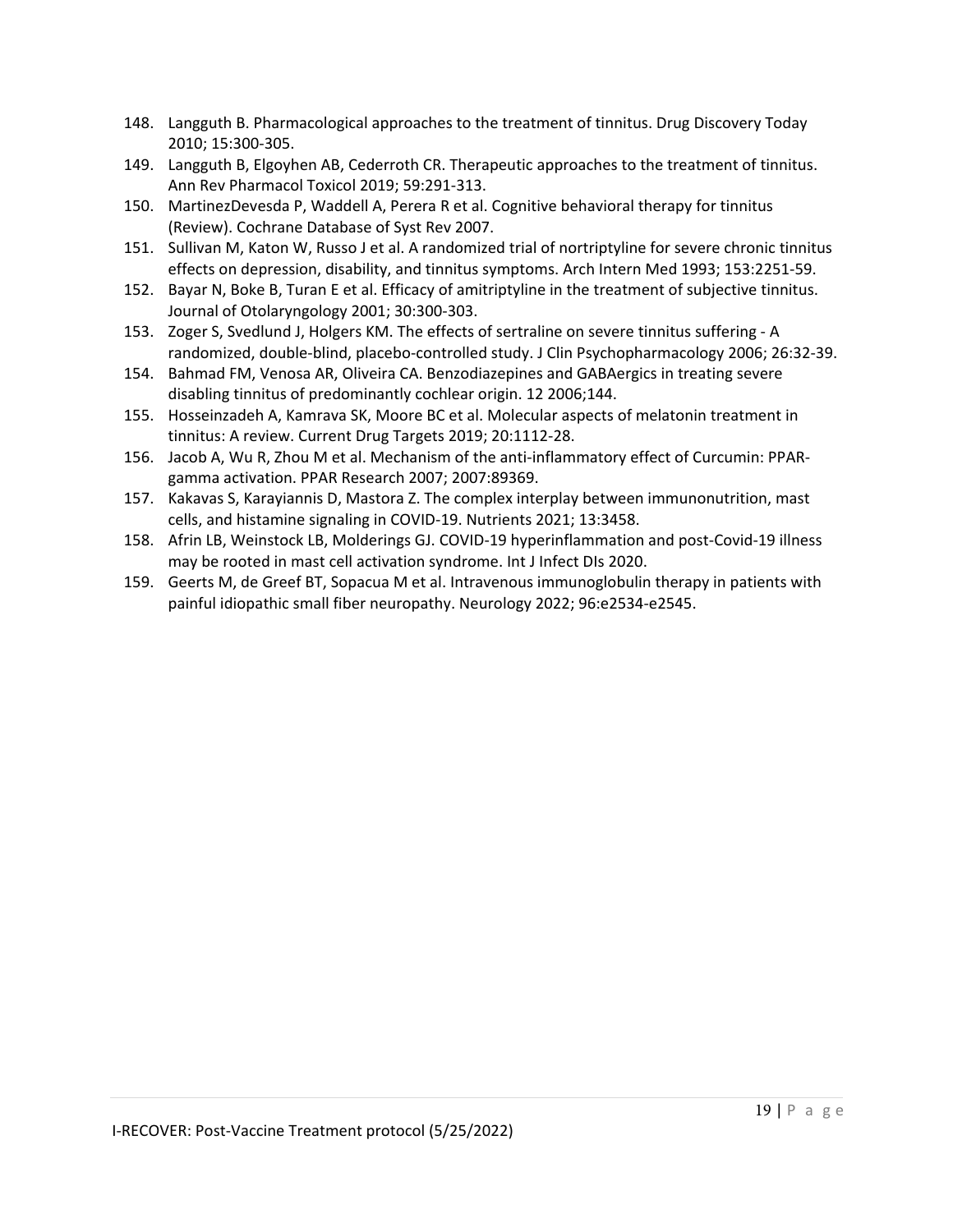148. Langguth B. Pharmacological approaches to the treatment of tinnitus. Drug Discovery Today 2010; 15:300-305.
149. Langguth B, Elgoyhen AB, Cederroth CR. Therapeutic approaches to the treatment of tinnitus. Ann Rev Pharmacol Toxicol 2019; 59:291-313.
150. MartinezDevesda P, Waddell A, Perera R et al. Cognitive behavioral therapy for tinnitus (Review). Cochrane Database of Syst Rev 2007.
151. Sullivan M, Katon W, Russo J et al. A randomized trial of nortriptyline for severe chronic tinnitus effects on depression, disability, and tinnitus symptoms. Arch Intern Med 1993; 153:2251-59.
152. Bayar N, Boke B, Turan E et al. Efficacy of amitriptyline in the treatment of subjective tinnitus. Journal of Otolaryngology 2001; 30:300-303.
153. Zoger S, Svedlund J, Holgers KM. The effects of sertraline on severe tinnitus suffering - A randomized, double-blind, placebo-controlled study. J Clin Psychopharmacology 2006; 26:32-39.
154. Bahmad FM, Venosa AR, Oliveira CA. Benzodiazepines and GABAergics in treating severe disabling tinnitus of predominantly cochlear origin. 12 2006;144.
155. Hosseinzadeh A, Kamrava SK, Moore BC et al. Molecular aspects of melatonin treatment in tinnitus: A review. Current Drug Targets 2019; 20:1112-28.
156. Jacob A, Wu R, Zhou M et al. Mechanism of the anti-inflammatory effect of Curcumin: PPAR-gamma activation. PPAR Research 2007; 2007:89369.
157. Kakavas S, Karayiannis D, Mastora Z. The complex interplay between immunonutrition, mast cells, and histamine signaling in COVID-19. Nutrients 2021; 13:3458.
158. Afrin LB, Weinstock LB, Molderings GJ. COVID-19 hyperinflammation and post-Covid-19 illness may be rooted in mast cell activation syndrome. Int J Infect DIs 2020.
159. Geerts M, de Greef BT, Sopacua M et al. Intravenous immunoglobulin therapy in patients with painful idiopathic small fiber neuropathy. Neurology 2022; 96:e2534-e2545.